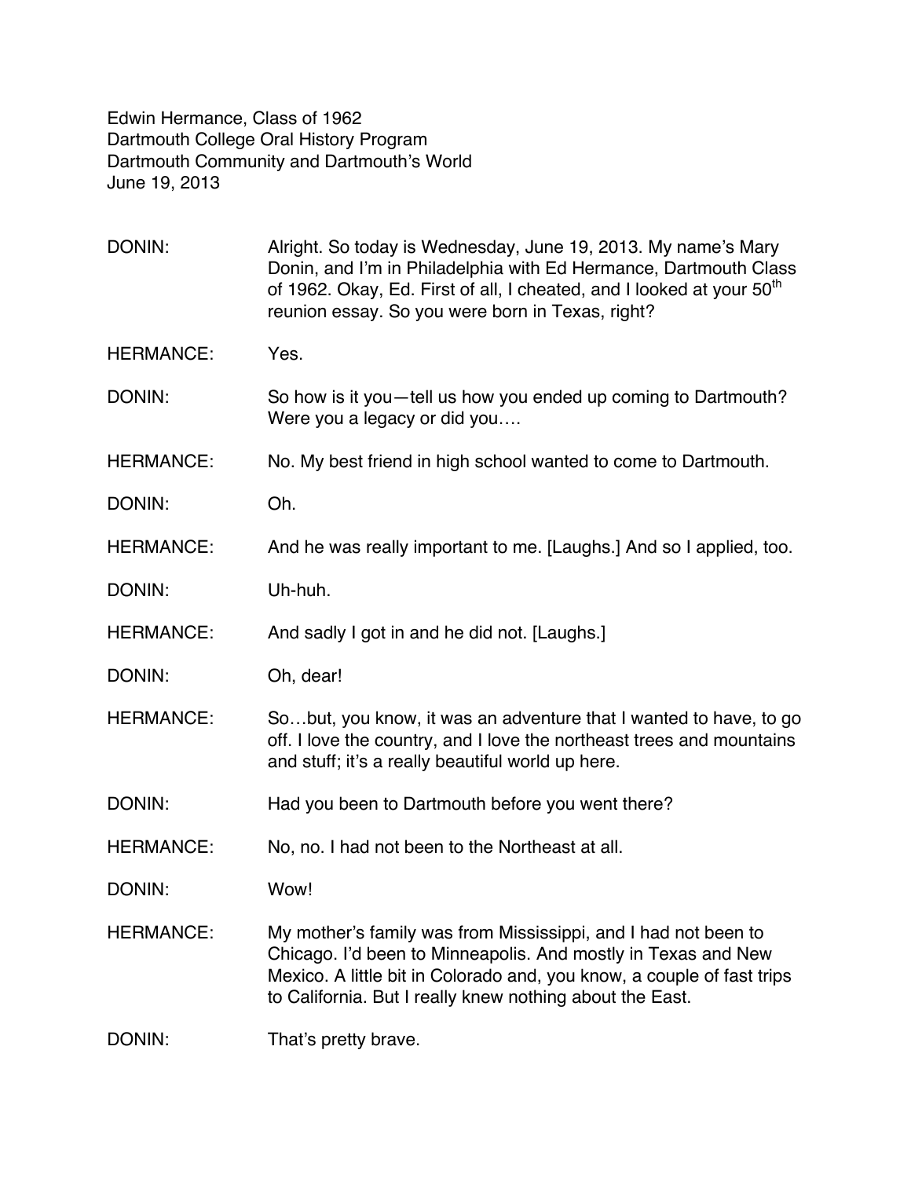Edwin Hermance, Class of 1962
Dartmouth College Oral History Program
Dartmouth Community and Dartmouth's World
June 19, 2013

DONIN: Alright. So today is Wednesday, June 19, 2013. My name's Mary Donin, and I'm in Philadelphia with Ed Hermance, Dartmouth Class of 1962. Okay, Ed. First of all, I cheated, and I looked at your 50th reunion essay. So you were born in Texas, right?

HERMANCE: Yes.

DONIN: So how is it you—tell us how you ended up coming to Dartmouth? Were you a legacy or did you….

HERMANCE: No. My best friend in high school wanted to come to Dartmouth.

DONIN: Oh.

HERMANCE: And he was really important to me. [Laughs.] And so I applied, too.

DONIN: Uh-huh.

HERMANCE: And sadly I got in and he did not. [Laughs.]

DONIN: Oh, dear!

HERMANCE: So…but, you know, it was an adventure that I wanted to have, to go off. I love the country, and I love the northeast trees and mountains and stuff; it's a really beautiful world up here.

DONIN: Had you been to Dartmouth before you went there?

HERMANCE: No, no. I had not been to the Northeast at all.

DONIN: Wow!

HERMANCE: My mother's family was from Mississippi, and I had not been to Chicago. I'd been to Minneapolis. And mostly in Texas and New Mexico. A little bit in Colorado and, you know, a couple of fast trips to California. But I really knew nothing about the East.

DONIN: That's pretty brave.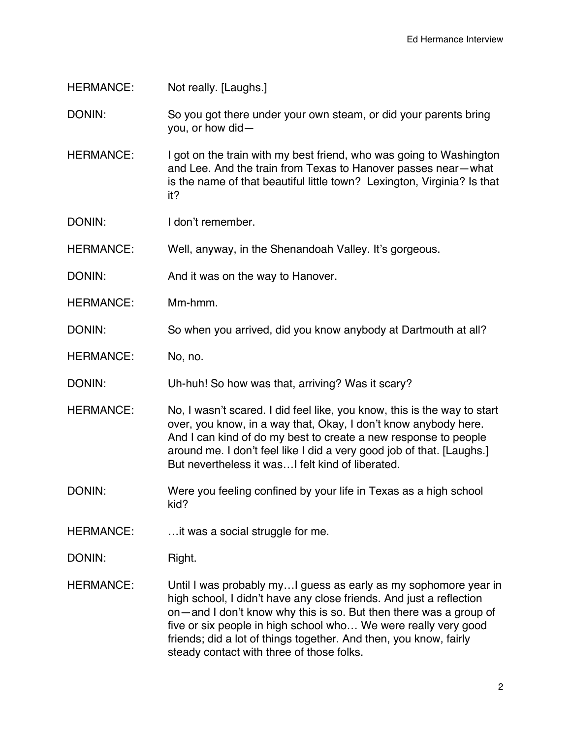HERMANCE: Not really. [Laughs.]

DONIN: So you got there under your own steam, or did your parents bring you, or how did—

HERMANCE: I got on the train with my best friend, who was going to Washington and Lee. And the train from Texas to Hanover passes near—what is the name of that beautiful little town? Lexington, Virginia? Is that it?

DONIN: I don't remember.

HERMANCE: Well, anyway, in the Shenandoah Valley. It's gorgeous.

DONIN: And it was on the way to Hanover.

HERMANCE: Mm-hmm.

DONIN: So when you arrived, did you know anybody at Dartmouth at all?

HERMANCE: No, no.

DONIN: Uh-huh! So how was that, arriving? Was it scary?

HERMANCE: No, I wasn't scared. I did feel like, you know, this is the way to start over, you know, in a way that, Okay, I don't know anybody here. And I can kind of do my best to create a new response to people around me. I don't feel like I did a very good job of that. [Laughs.] But nevertheless it was…I felt kind of liberated.

DONIN: Were you feeling confined by your life in Texas as a high school kid?

HERMANCE: …it was a social struggle for me.

DONIN: Right.

HERMANCE: Until I was probably my…I guess as early as my sophomore year in high school, I didn't have any close friends. And just a reflection on—and I don't know why this is so. But then there was a group of five or six people in high school who… We were really very good friends; did a lot of things together. And then, you know, fairly steady contact with three of those folks.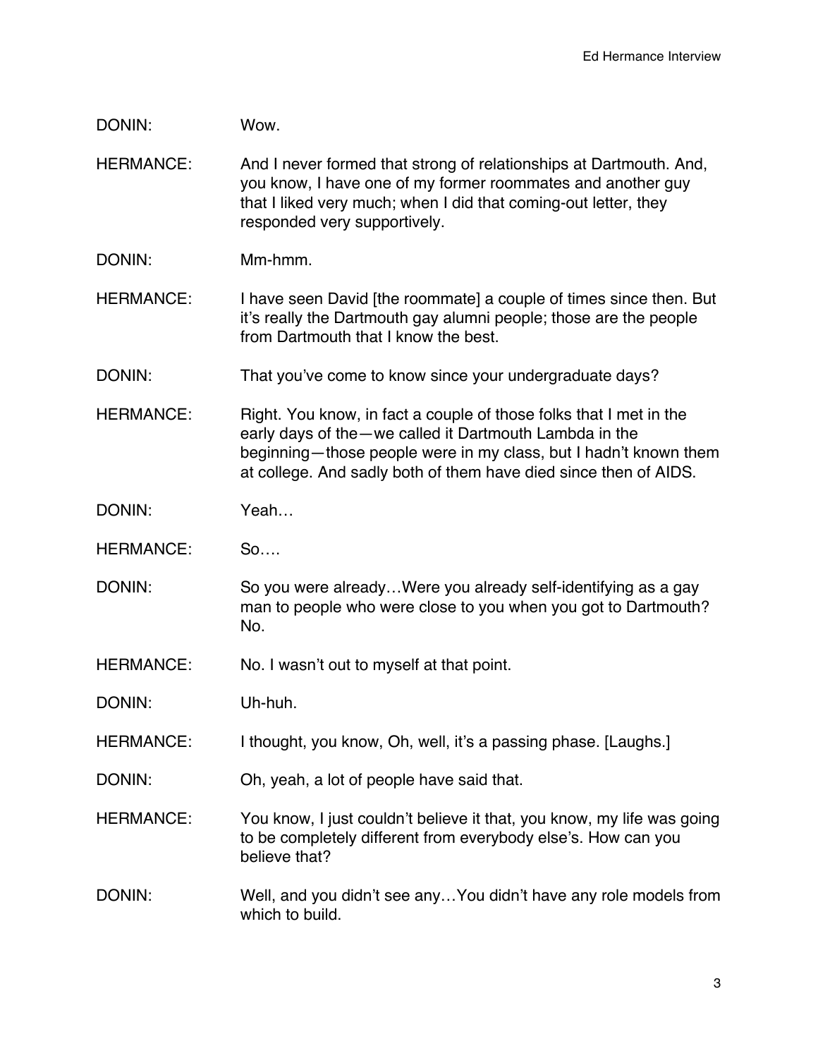DONIN: Wow.

HERMANCE: And I never formed that strong of relationships at Dartmouth. And, you know, I have one of my former roommates and another guy that I liked very much; when I did that coming-out letter, they responded very supportively.

DONIN: Mm-hmm.

HERMANCE: I have seen David [the roommate] a couple of times since then. But it's really the Dartmouth gay alumni people; those are the people from Dartmouth that I know the best.

DONIN: That you've come to know since your undergraduate days?

HERMANCE: Right. You know, in fact a couple of those folks that I met in the early days of the—we called it Dartmouth Lambda in the beginning—those people were in my class, but I hadn't known them at college. And sadly both of them have died since then of AIDS.

DONIN: Yeah…

HERMANCE: So….

DONIN: So you were already…Were you already self-identifying as a gay man to people who were close to you when you got to Dartmouth? No.

HERMANCE: No. I wasn't out to myself at that point.

DONIN: Uh-huh.

HERMANCE: I thought, you know, Oh, well, it's a passing phase. [Laughs.]

DONIN: Oh, yeah, a lot of people have said that.

HERMANCE: You know, I just couldn't believe it that, you know, my life was going to be completely different from everybody else's. How can you believe that?

DONIN: Well, and you didn't see any…You didn't have any role models from which to build.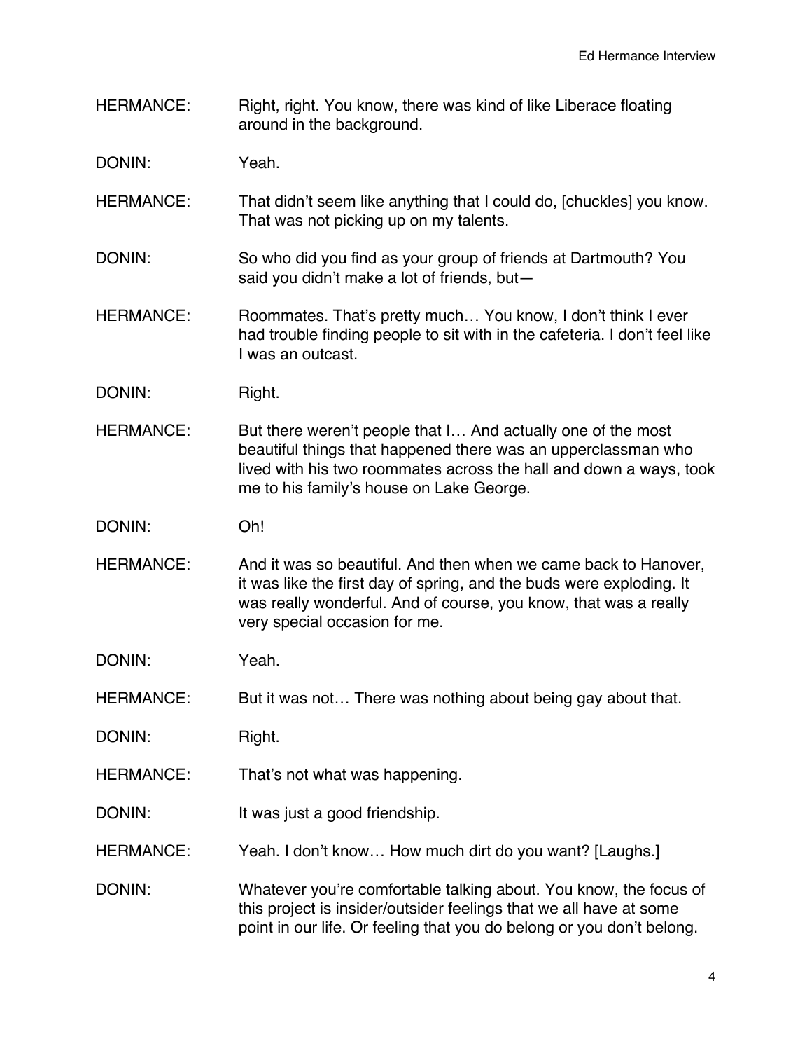HERMANCE: Right, right. You know, there was kind of like Liberace floating around in the background.

DONIN: Yeah.

HERMANCE: That didn't seem like anything that I could do, [chuckles] you know. That was not picking up on my talents.

DONIN: So who did you find as your group of friends at Dartmouth? You said you didn't make a lot of friends, but—

HERMANCE: Roommates. That's pretty much… You know, I don't think I ever had trouble finding people to sit with in the cafeteria. I don't feel like I was an outcast.

DONIN: Right.

HERMANCE: But there weren't people that I… And actually one of the most beautiful things that happened there was an upperclassman who lived with his two roommates across the hall and down a ways, took me to his family's house on Lake George.

DONIN: Oh!

HERMANCE: And it was so beautiful. And then when we came back to Hanover, it was like the first day of spring, and the buds were exploding. It was really wonderful. And of course, you know, that was a really very special occasion for me.

DONIN: Yeah.

HERMANCE: But it was not… There was nothing about being gay about that.

DONIN: Right.

HERMANCE: That's not what was happening.

DONIN: It was just a good friendship.

HERMANCE: Yeah. I don't know… How much dirt do you want? [Laughs.]

DONIN: Whatever you're comfortable talking about. You know, the focus of this project is insider/outsider feelings that we all have at some point in our life. Or feeling that you do belong or you don't belong.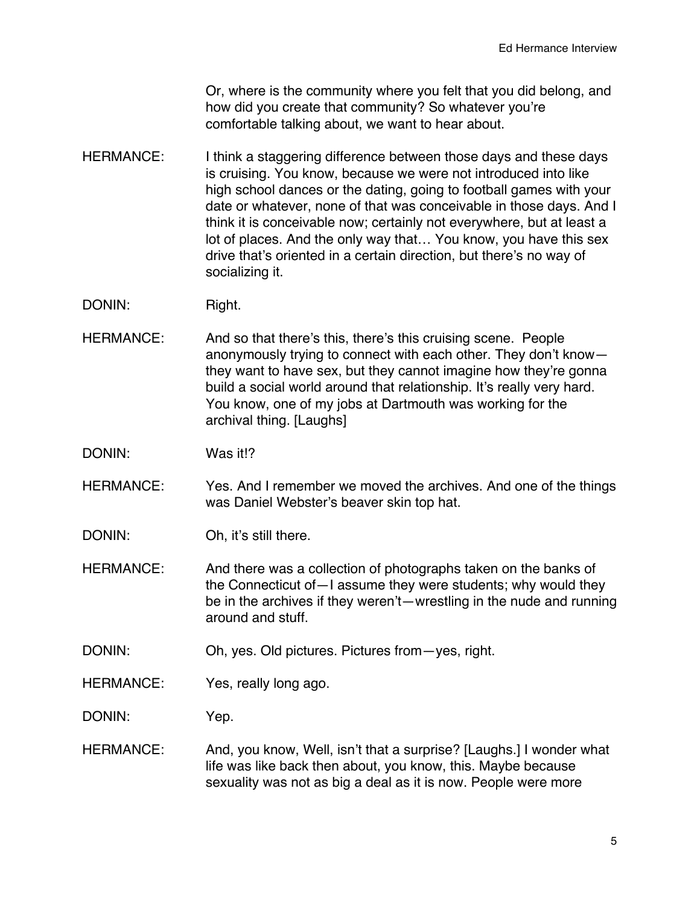Or, where is the community where you felt that you did belong, and how did you create that community? So whatever you're comfortable talking about, we want to hear about.

HERMANCE: I think a staggering difference between those days and these days is cruising. You know, because we were not introduced into like high school dances or the dating, going to football games with your date or whatever, none of that was conceivable in those days. And I think it is conceivable now; certainly not everywhere, but at least a lot of places. And the only way that… You know, you have this sex drive that's oriented in a certain direction, but there's no way of socializing it.

DONIN: Right.

HERMANCE: And so that there's this, there's this cruising scene. People anonymously trying to connect with each other. They don't know—they want to have sex, but they cannot imagine how they're gonna build a social world around that relationship. It's really very hard. You know, one of my jobs at Dartmouth was working for the archival thing. [Laughs]

DONIN: Was it!?

HERMANCE: Yes. And I remember we moved the archives. And one of the things was Daniel Webster's beaver skin top hat.

DONIN: Oh, it's still there.

HERMANCE: And there was a collection of photographs taken on the banks of the Connecticut of—I assume they were students; why would they be in the archives if they weren't—wrestling in the nude and running around and stuff.

DONIN: Oh, yes. Old pictures. Pictures from—yes, right.

HERMANCE: Yes, really long ago.

DONIN: Yep.

HERMANCE: And, you know, Well, isn't that a surprise? [Laughs.] I wonder what life was like back then about, you know, this. Maybe because sexuality was not as big a deal as it is now. People were more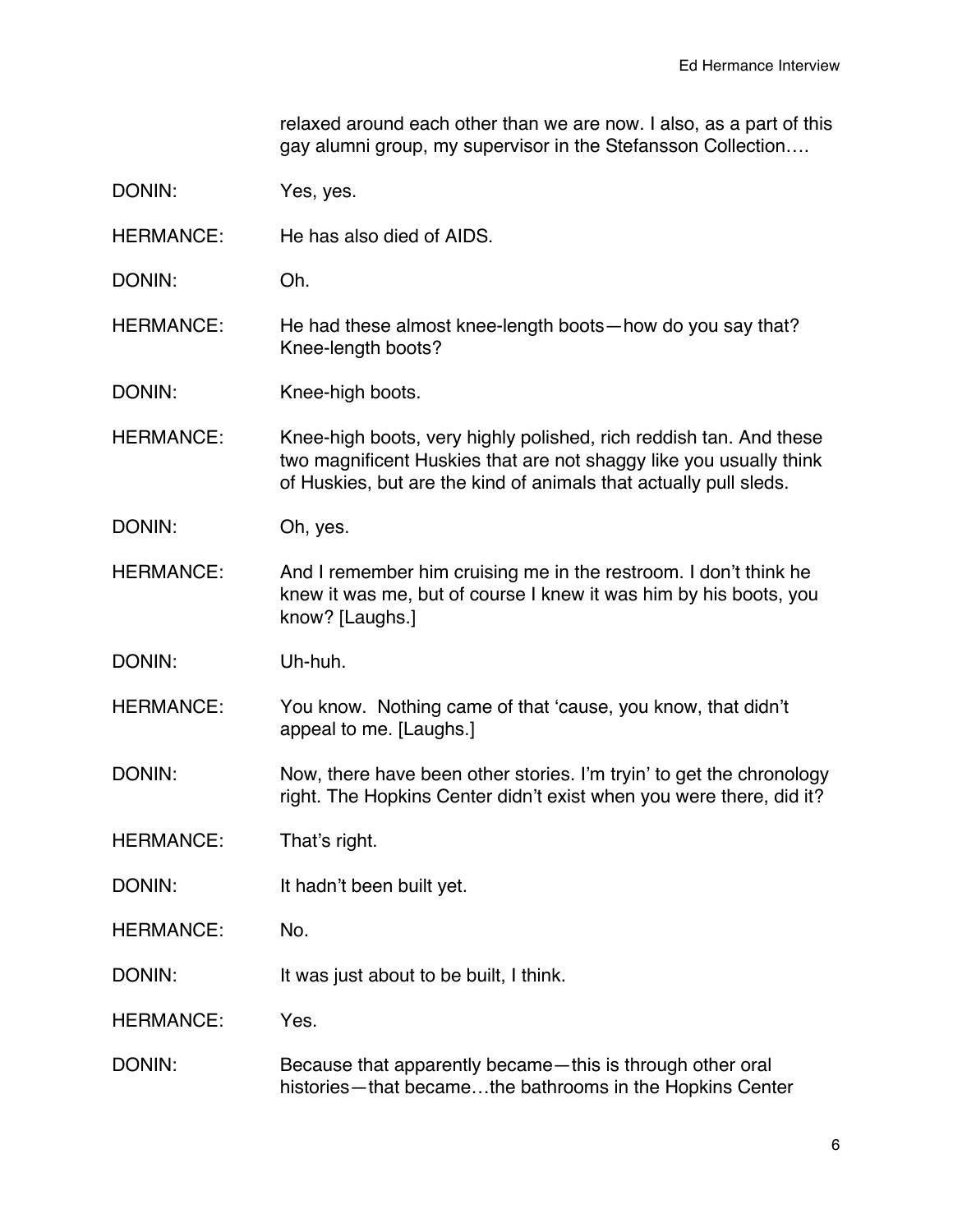relaxed around each other than we are now. I also, as a part of this gay alumni group, my supervisor in the Stefansson Collection….

DONIN: Yes, yes.

HERMANCE: He has also died of AIDS.

DONIN: Oh.

HERMANCE: He had these almost knee-length boots—how do you say that? Knee-length boots?

DONIN: Knee-high boots.

HERMANCE: Knee-high boots, very highly polished, rich reddish tan. And these two magnificent Huskies that are not shaggy like you usually think of Huskies, but are the kind of animals that actually pull sleds.

DONIN: Oh, yes.

HERMANCE: And I remember him cruising me in the restroom. I don't think he knew it was me, but of course I knew it was him by his boots, you know? [Laughs.]

DONIN: Uh-huh.

HERMANCE: You know. Nothing came of that 'cause, you know, that didn't appeal to me. [Laughs.]

DONIN: Now, there have been other stories. I'm tryin' to get the chronology right. The Hopkins Center didn't exist when you were there, did it?

HERMANCE: That's right.

DONIN: It hadn't been built yet.

HERMANCE: No.

DONIN: It was just about to be built, I think.

HERMANCE: Yes.

DONIN: Because that apparently became—this is through other oral histories—that became…the bathrooms in the Hopkins Center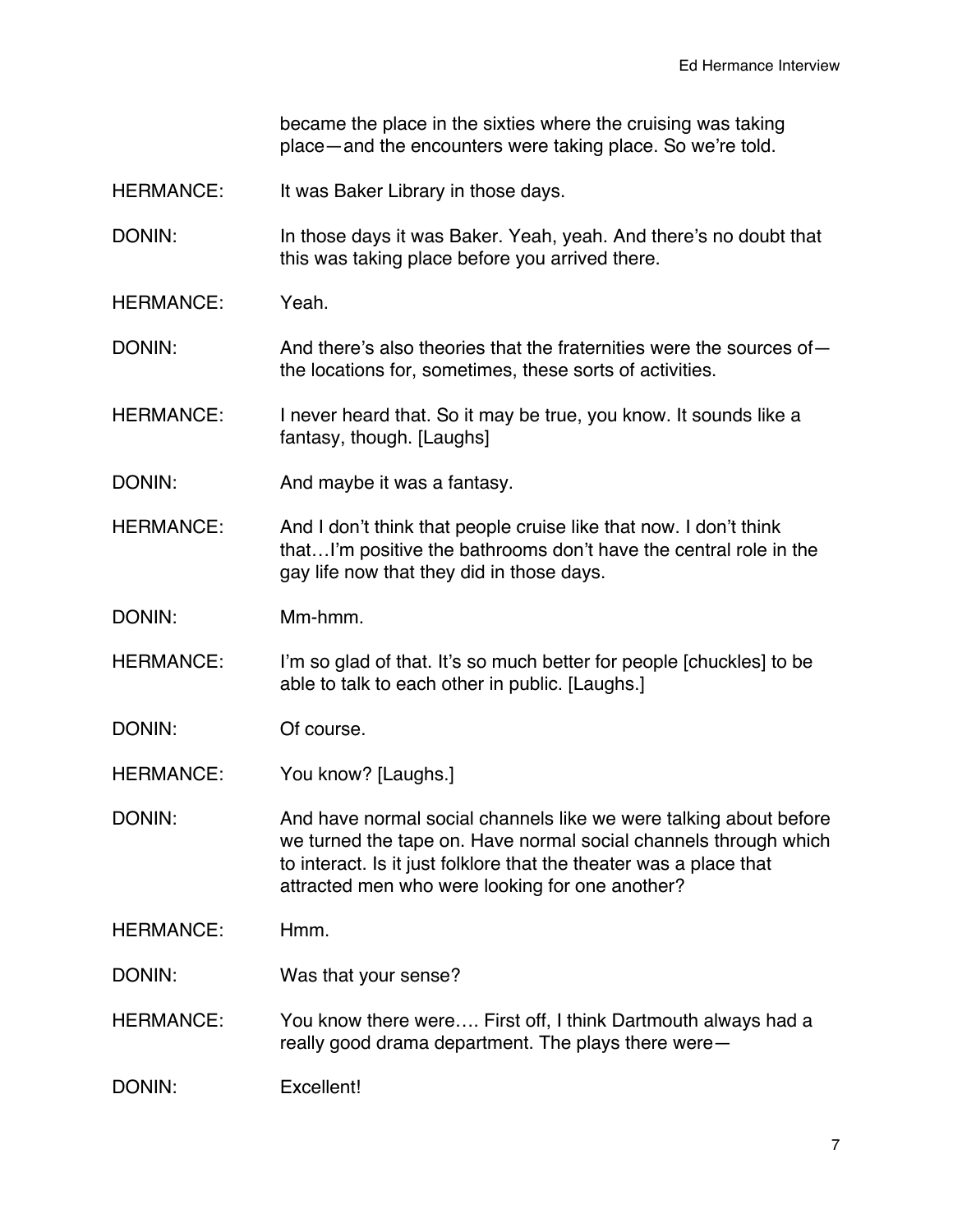became the place in the sixties where the cruising was taking place—and the encounters were taking place. So we're told.

HERMANCE: It was Baker Library in those days.

DONIN: In those days it was Baker. Yeah, yeah. And there's no doubt that this was taking place before you arrived there.

HERMANCE: Yeah.

DONIN: And there's also theories that the fraternities were the sources of—the locations for, sometimes, these sorts of activities.

HERMANCE: I never heard that. So it may be true, you know. It sounds like a fantasy, though. [Laughs]

DONIN: And maybe it was a fantasy.

HERMANCE: And I don't think that people cruise like that now. I don't think that…I'm positive the bathrooms don't have the central role in the gay life now that they did in those days.

DONIN: Mm-hmm.

HERMANCE: I'm so glad of that. It's so much better for people [chuckles] to be able to talk to each other in public. [Laughs.]

DONIN: Of course.

HERMANCE: You know? [Laughs.]

DONIN: And have normal social channels like we were talking about before we turned the tape on. Have normal social channels through which to interact. Is it just folklore that the theater was a place that attracted men who were looking for one another?

HERMANCE: Hmm.

DONIN: Was that your sense?

HERMANCE: You know there were…. First off, I think Dartmouth always had a really good drama department. The plays there were—

DONIN: Excellent!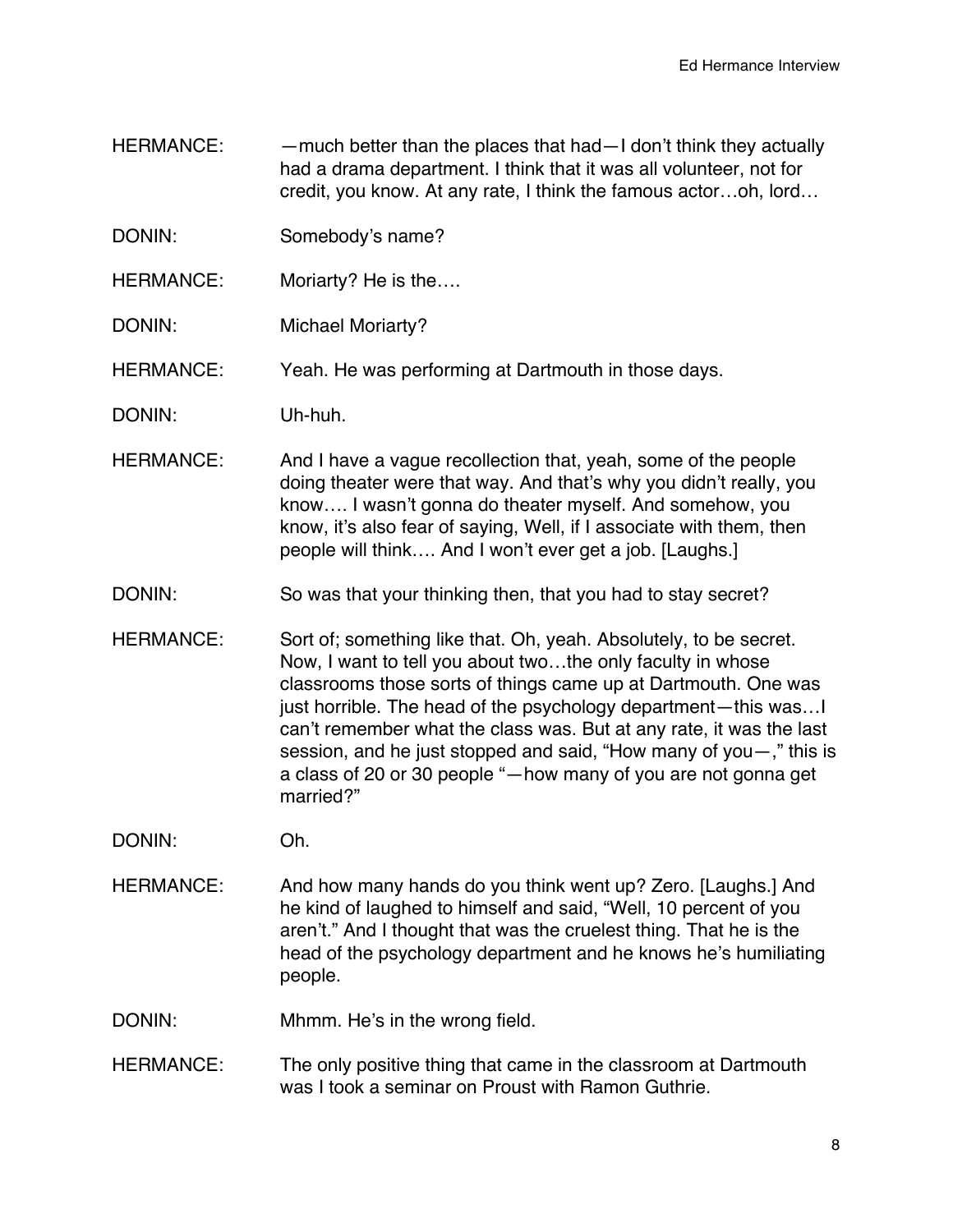HERMANCE: —much better than the places that had—I don't think they actually had a drama department. I think that it was all volunteer, not for credit, you know. At any rate, I think the famous actor…oh, lord…

DONIN: Somebody's name?

HERMANCE: Moriarty? He is the….

DONIN: Michael Moriarty?

HERMANCE: Yeah. He was performing at Dartmouth in those days.

DONIN: Uh-huh.

HERMANCE: And I have a vague recollection that, yeah, some of the people doing theater were that way. And that's why you didn't really, you know…. I wasn't gonna do theater myself. And somehow, you know, it's also fear of saying, Well, if I associate with them, then people will think…. And I won't ever get a job. [Laughs.]

DONIN: So was that your thinking then, that you had to stay secret?

HERMANCE: Sort of; something like that. Oh, yeah. Absolutely, to be secret. Now, I want to tell you about two…the only faculty in whose classrooms those sorts of things came up at Dartmouth. One was just horrible. The head of the psychology department—this was…I can't remember what the class was. But at any rate, it was the last session, and he just stopped and said, "How many of you—," this is a class of 20 or 30 people "—how many of you are not gonna get married?"

DONIN: Oh.

HERMANCE: And how many hands do you think went up? Zero. [Laughs.] And he kind of laughed to himself and said, "Well, 10 percent of you aren't." And I thought that was the cruelest thing. That he is the head of the psychology department and he knows he's humiliating people.

DONIN: Mhmm. He's in the wrong field.

HERMANCE: The only positive thing that came in the classroom at Dartmouth was I took a seminar on Proust with Ramon Guthrie.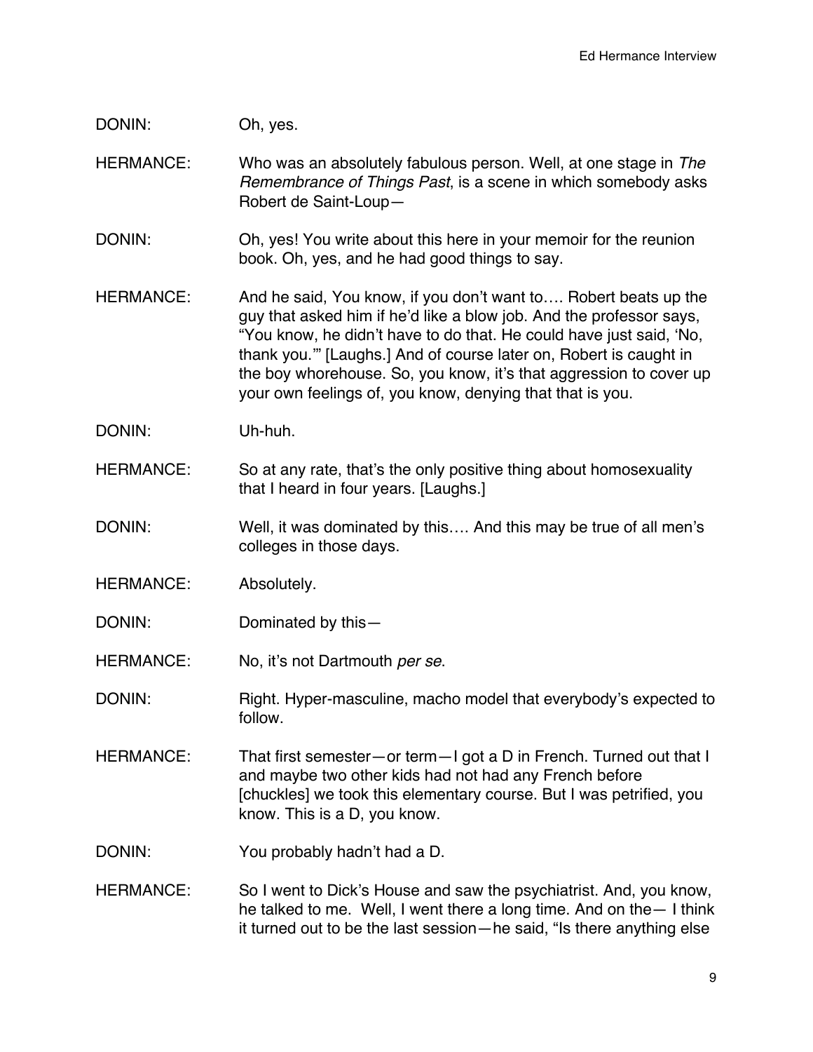DONIN: Oh, yes.

HERMANCE: Who was an absolutely fabulous person. Well, at one stage in *The Remembrance of Things Past*, is a scene in which somebody asks Robert de Saint-Loup—

DONIN: Oh, yes! You write about this here in your memoir for the reunion book. Oh, yes, and he had good things to say.

HERMANCE: And he said, You know, if you don't want to…. Robert beats up the guy that asked him if he'd like a blow job. And the professor says, "You know, he didn't have to do that. He could have just said, 'No, thank you.'" [Laughs.] And of course later on, Robert is caught in the boy whorehouse. So, you know, it's that aggression to cover up your own feelings of, you know, denying that that is you.

DONIN: Uh-huh.

HERMANCE: So at any rate, that's the only positive thing about homosexuality that I heard in four years. [Laughs.]

DONIN: Well, it was dominated by this…. And this may be true of all men's colleges in those days.

HERMANCE: Absolutely.

DONIN: Dominated by this—

HERMANCE: No, it's not Dartmouth *per se*.

DONIN: Right. Hyper-masculine, macho model that everybody's expected to follow.

HERMANCE: That first semester—or term—I got a D in French. Turned out that I and maybe two other kids had not had any French before [chuckles] we took this elementary course. But I was petrified, you know. This is a D, you know.

DONIN: You probably hadn't had a D.

HERMANCE: So I went to Dick's House and saw the psychiatrist. And, you know, he talked to me. Well, I went there a long time. And on the— I think it turned out to be the last session—he said, "Is there anything else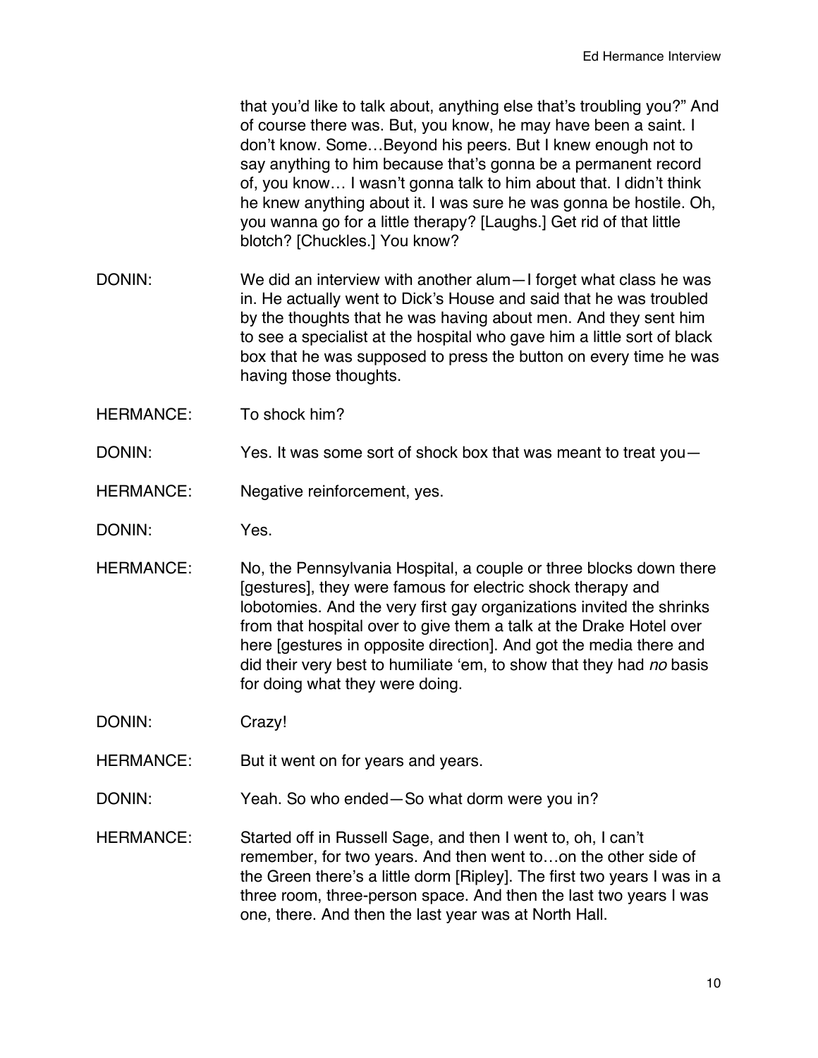that you'd like to talk about, anything else that's troubling you?" And of course there was. But, you know, he may have been a saint. I don't know. Some…Beyond his peers. But I knew enough not to say anything to him because that's gonna be a permanent record of, you know… I wasn't gonna talk to him about that. I didn't think he knew anything about it. I was sure he was gonna be hostile. Oh, you wanna go for a little therapy? [Laughs.] Get rid of that little blotch? [Chuckles.] You know?

DONIN: We did an interview with another alum—I forget what class he was in. He actually went to Dick's House and said that he was troubled by the thoughts that he was having about men. And they sent him to see a specialist at the hospital who gave him a little sort of black box that he was supposed to press the button on every time he was having those thoughts.

HERMANCE: To shock him?

DONIN: Yes. It was some sort of shock box that was meant to treat you—

HERMANCE: Negative reinforcement, yes.

DONIN: Yes.

HERMANCE: No, the Pennsylvania Hospital, a couple or three blocks down there [gestures], they were famous for electric shock therapy and lobotomies. And the very first gay organizations invited the shrinks from that hospital over to give them a talk at the Drake Hotel over here [gestures in opposite direction]. And got the media there and did their very best to humiliate 'em, to show that they had *no* basis for doing what they were doing.

DONIN: Crazy!

HERMANCE: But it went on for years and years.

DONIN: Yeah. So who ended—So what dorm were you in?

HERMANCE: Started off in Russell Sage, and then I went to, oh, I can't remember, for two years. And then went to…on the other side of the Green there's a little dorm [Ripley]. The first two years I was in a three room, three-person space. And then the last two years I was one, there. And then the last year was at North Hall.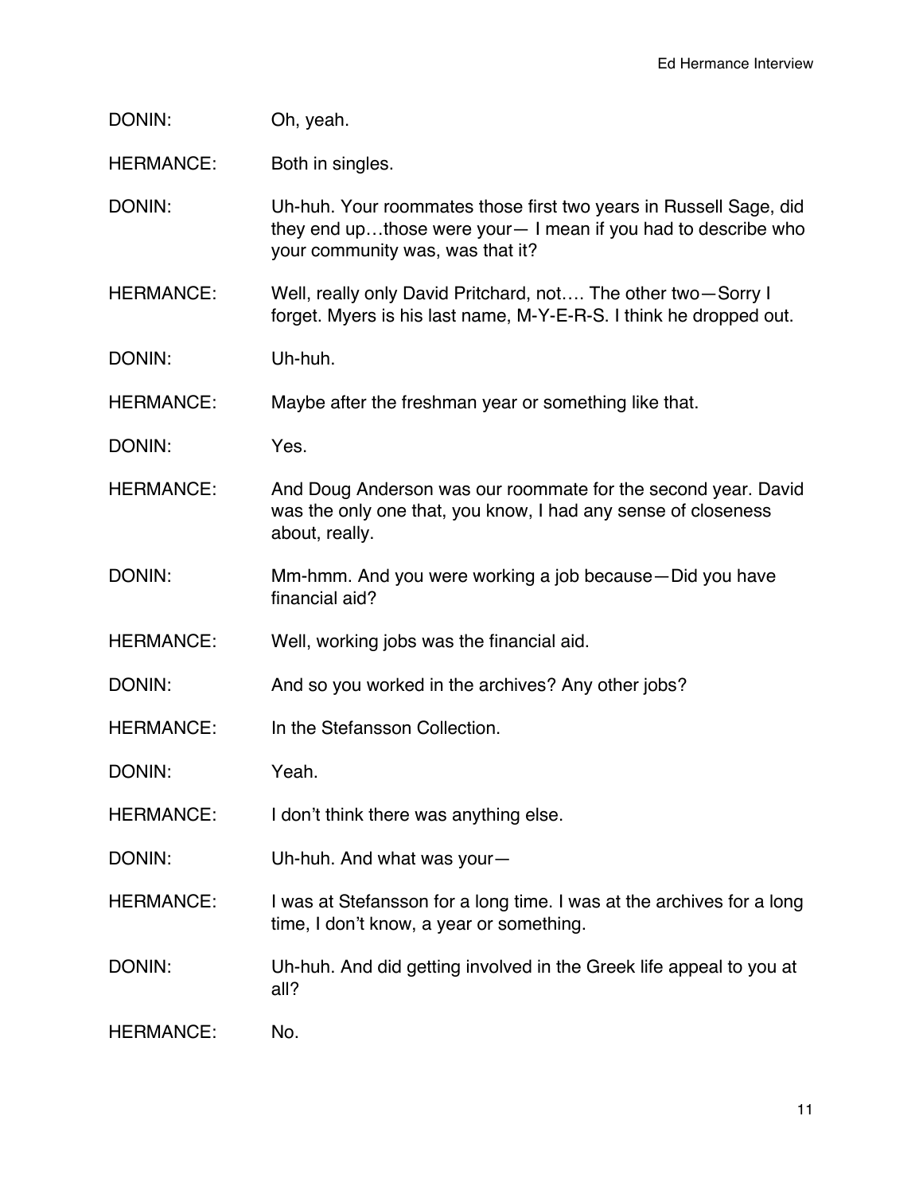DONIN: Oh, yeah.

HERMANCE: Both in singles.

DONIN: Uh-huh. Your roommates those first two years in Russell Sage, did they end up…those were your— I mean if you had to describe who your community was, was that it?

HERMANCE: Well, really only David Pritchard, not…. The other two—Sorry I forget. Myers is his last name, M-Y-E-R-S. I think he dropped out.

DONIN: Uh-huh.

HERMANCE: Maybe after the freshman year or something like that.

DONIN: Yes.

HERMANCE: And Doug Anderson was our roommate for the second year. David was the only one that, you know, I had any sense of closeness about, really.

DONIN: Mm-hmm. And you were working a job because—Did you have financial aid?

HERMANCE: Well, working jobs was the financial aid.

DONIN: And so you worked in the archives? Any other jobs?

HERMANCE: In the Stefansson Collection.

DONIN: Yeah.

HERMANCE: I don't think there was anything else.

DONIN: Uh-huh. And what was your—

HERMANCE: I was at Stefansson for a long time. I was at the archives for a long time, I don't know, a year or something.

DONIN: Uh-huh. And did getting involved in the Greek life appeal to you at all?

HERMANCE: No.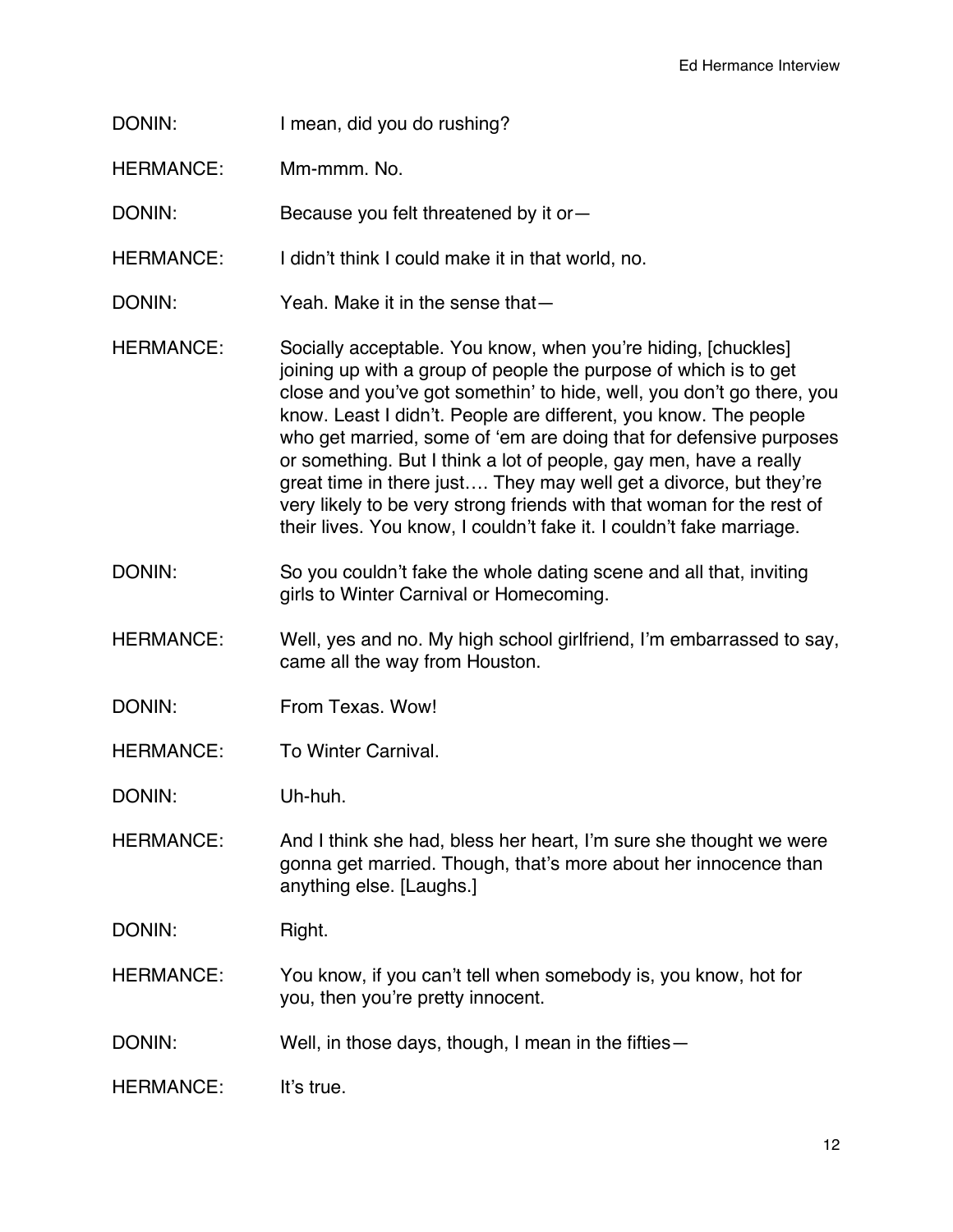DONIN: I mean, did you do rushing?

HERMANCE: Mm-mmm. No.

DONIN: Because you felt threatened by it or—

HERMANCE: I didn't think I could make it in that world, no.

DONIN: Yeah. Make it in the sense that—

HERMANCE: Socially acceptable. You know, when you're hiding, [chuckles] joining up with a group of people the purpose of which is to get close and you've got somethin' to hide, well, you don't go there, you know. Least I didn't. People are different, you know. The people who get married, some of 'em are doing that for defensive purposes or something. But I think a lot of people, gay men, have a really great time in there just…. They may well get a divorce, but they're very likely to be very strong friends with that woman for the rest of their lives. You know, I couldn't fake it. I couldn't fake marriage.

DONIN: So you couldn't fake the whole dating scene and all that, inviting girls to Winter Carnival or Homecoming.

HERMANCE: Well, yes and no. My high school girlfriend, I'm embarrassed to say, came all the way from Houston.

DONIN: From Texas. Wow!

HERMANCE: To Winter Carnival.

DONIN: Uh-huh.

HERMANCE: And I think she had, bless her heart, I'm sure she thought we were gonna get married. Though, that's more about her innocence than anything else. [Laughs.]

DONIN: Right.

HERMANCE: You know, if you can't tell when somebody is, you know, hot for you, then you're pretty innocent.

DONIN: Well, in those days, though, I mean in the fifties—

HERMANCE: It's true.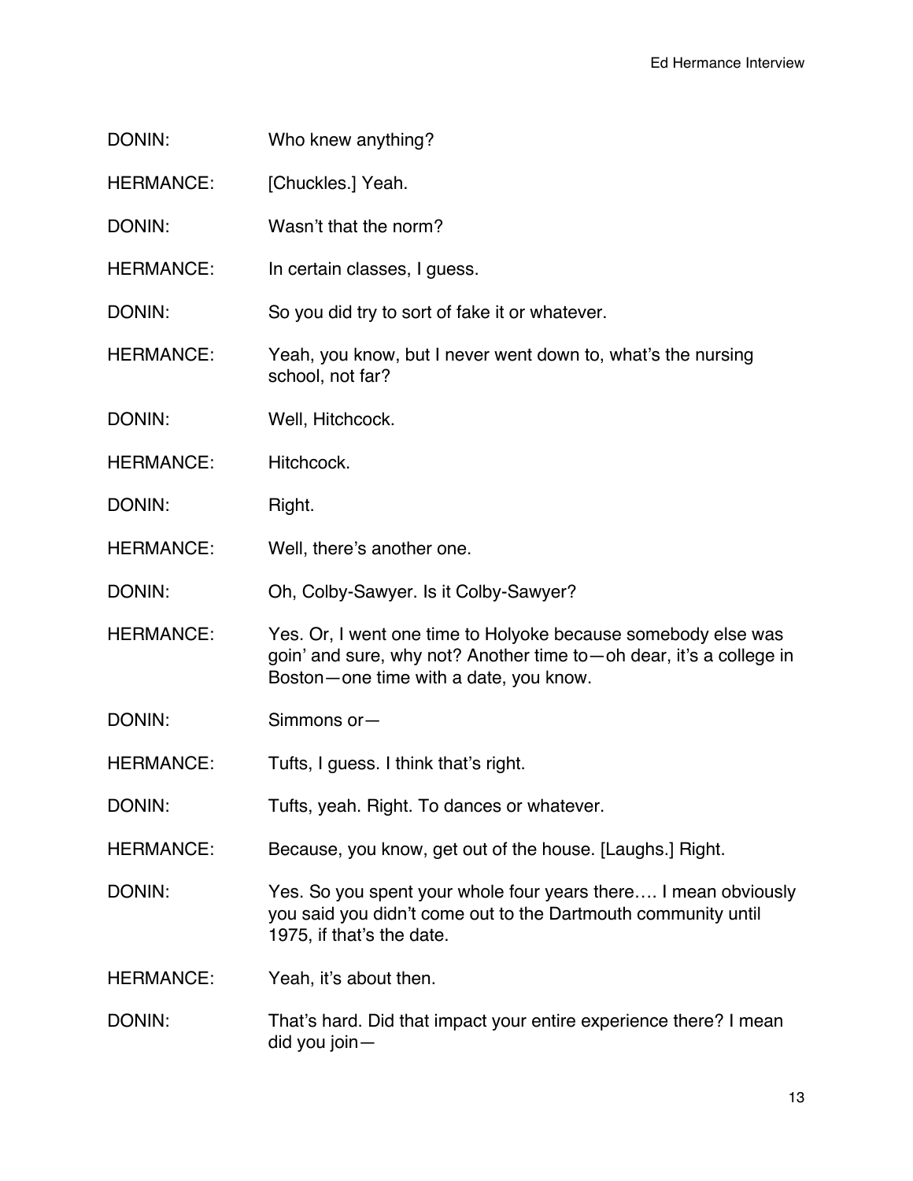DONIN: Who knew anything?

HERMANCE: [Chuckles.] Yeah.

DONIN: Wasn't that the norm?

HERMANCE: In certain classes, I guess.

DONIN: So you did try to sort of fake it or whatever.

HERMANCE: Yeah, you know, but I never went down to, what's the nursing school, not far?

DONIN: Well, Hitchcock.

HERMANCE: Hitchcock.

DONIN: Right.

HERMANCE: Well, there's another one.

DONIN: Oh, Colby-Sawyer. Is it Colby-Sawyer?

HERMANCE: Yes. Or, I went one time to Holyoke because somebody else was goin' and sure, why not? Another time to—oh dear, it's a college in Boston—one time with a date, you know.

DONIN: Simmons or—

HERMANCE: Tufts, I guess. I think that's right.

DONIN: Tufts, yeah. Right. To dances or whatever.

HERMANCE: Because, you know, get out of the house. [Laughs.] Right.

DONIN: Yes. So you spent your whole four years there…. I mean obviously you said you didn't come out to the Dartmouth community until 1975, if that's the date.

HERMANCE: Yeah, it's about then.

DONIN: That's hard. Did that impact your entire experience there? I mean did you join—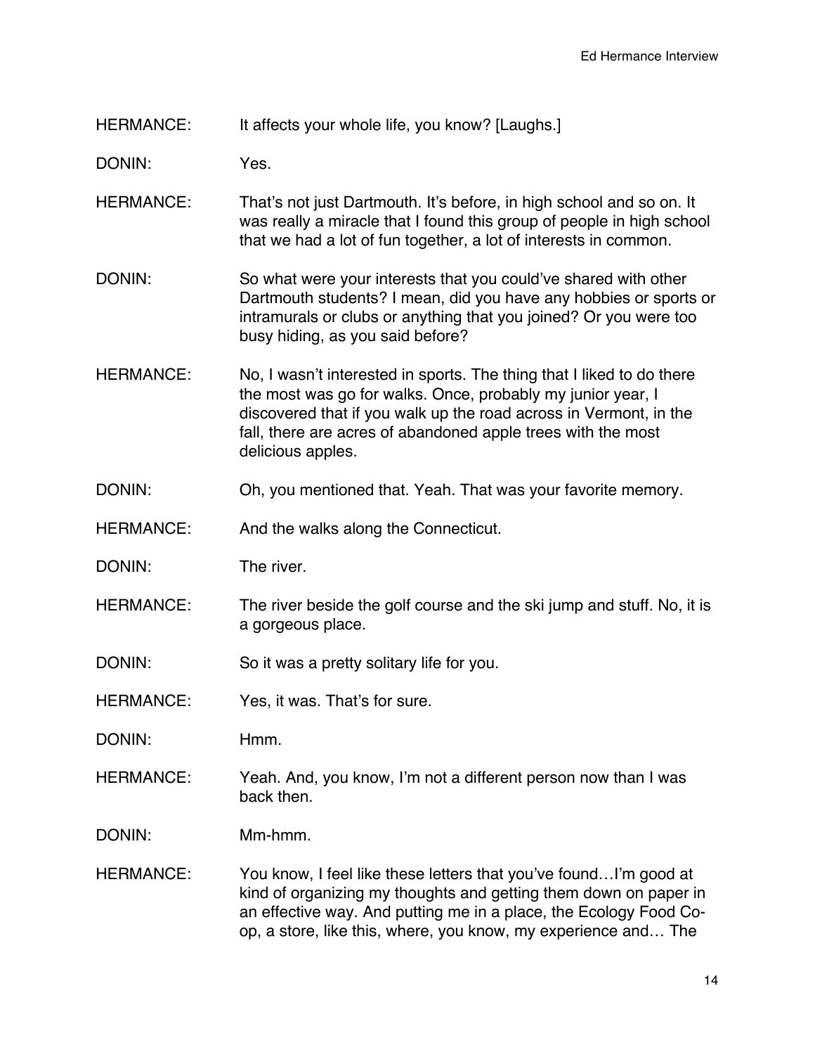HERMANCE: It affects your whole life, you know? [Laughs.]

DONIN: Yes.

HERMANCE: That's not just Dartmouth. It's before, in high school and so on. It was really a miracle that I found this group of people in high school that we had a lot of fun together, a lot of interests in common.

DONIN: So what were your interests that you could've shared with other Dartmouth students? I mean, did you have any hobbies or sports or intramurals or clubs or anything that you joined? Or you were too busy hiding, as you said before?

HERMANCE: No, I wasn't interested in sports. The thing that I liked to do there the most was go for walks. Once, probably my junior year, I discovered that if you walk up the road across in Vermont, in the fall, there are acres of abandoned apple trees with the most delicious apples.

DONIN: Oh, you mentioned that. Yeah. That was your favorite memory.

HERMANCE: And the walks along the Connecticut.

DONIN: The river.

HERMANCE: The river beside the golf course and the ski jump and stuff. No, it is a gorgeous place.

DONIN: So it was a pretty solitary life for you.

HERMANCE: Yes, it was. That's for sure.

DONIN: Hmm.

HERMANCE: Yeah. And, you know, I'm not a different person now than I was back then.

DONIN: Mm-hmm.

HERMANCE: You know, I feel like these letters that you've found…I'm good at kind of organizing my thoughts and getting them down on paper in an effective way. And putting me in a place, the Ecology Food Co-op, a store, like this, where, you know, my experience and… The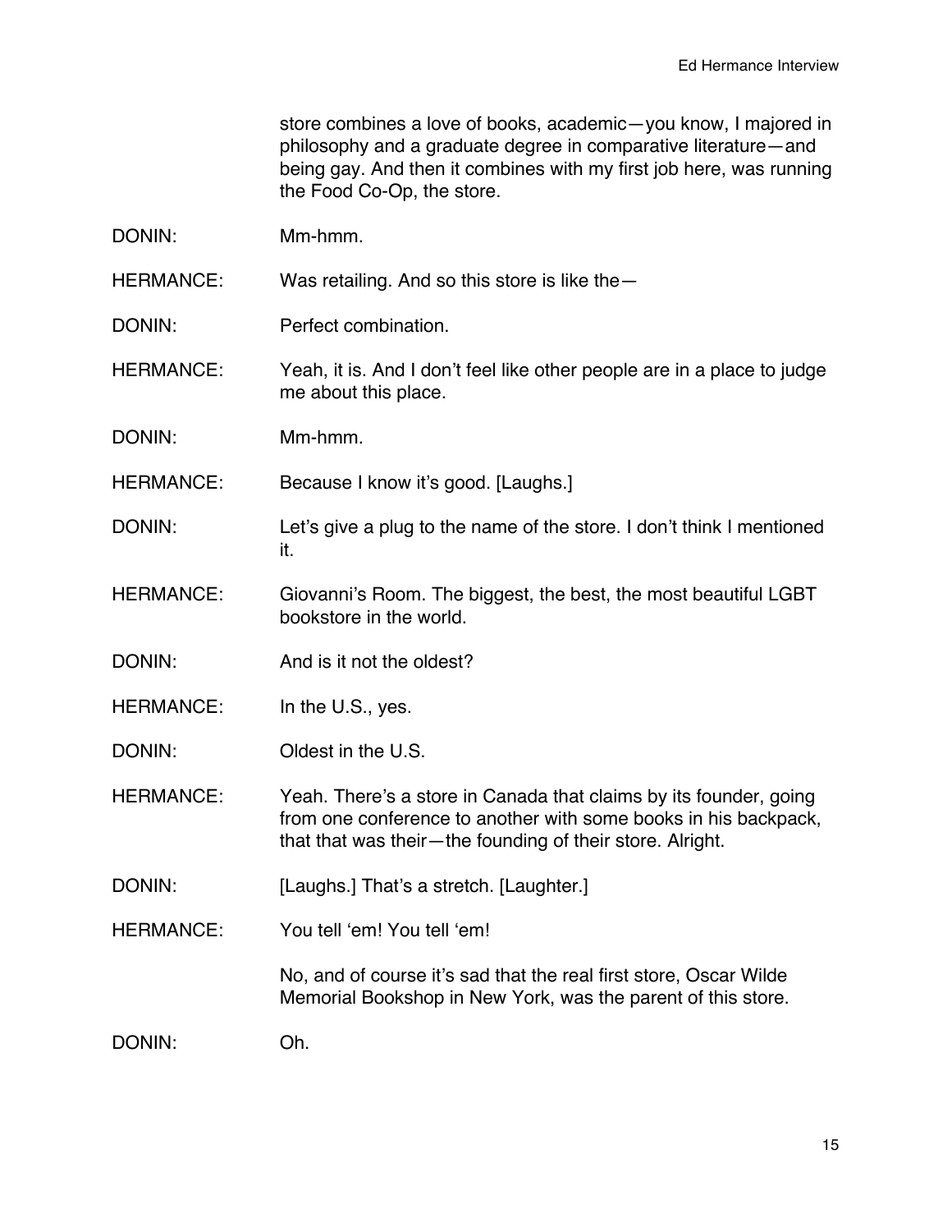store combines a love of books, academic—you know, I majored in philosophy and a graduate degree in comparative literature—and being gay. And then it combines with my first job here, was running the Food Co-Op, the store.

DONIN: Mm-hmm.

HERMANCE: Was retailing. And so this store is like the—

DONIN: Perfect combination.

HERMANCE: Yeah, it is. And I don't feel like other people are in a place to judge me about this place.

DONIN: Mm-hmm.

HERMANCE: Because I know it's good. [Laughs.]

DONIN: Let's give a plug to the name of the store. I don't think I mentioned it.

HERMANCE: Giovanni's Room. The biggest, the best, the most beautiful LGBT bookstore in the world.

DONIN: And is it not the oldest?

HERMANCE: In the U.S., yes.

DONIN: Oldest in the U.S.

HERMANCE: Yeah. There's a store in Canada that claims by its founder, going from one conference to another with some books in his backpack, that that was their—the founding of their store. Alright.

DONIN: [Laughs.] That's a stretch. [Laughter.]

HERMANCE: You tell 'em! You tell 'em!

No, and of course it's sad that the real first store, Oscar Wilde Memorial Bookshop in New York, was the parent of this store.

DONIN: Oh.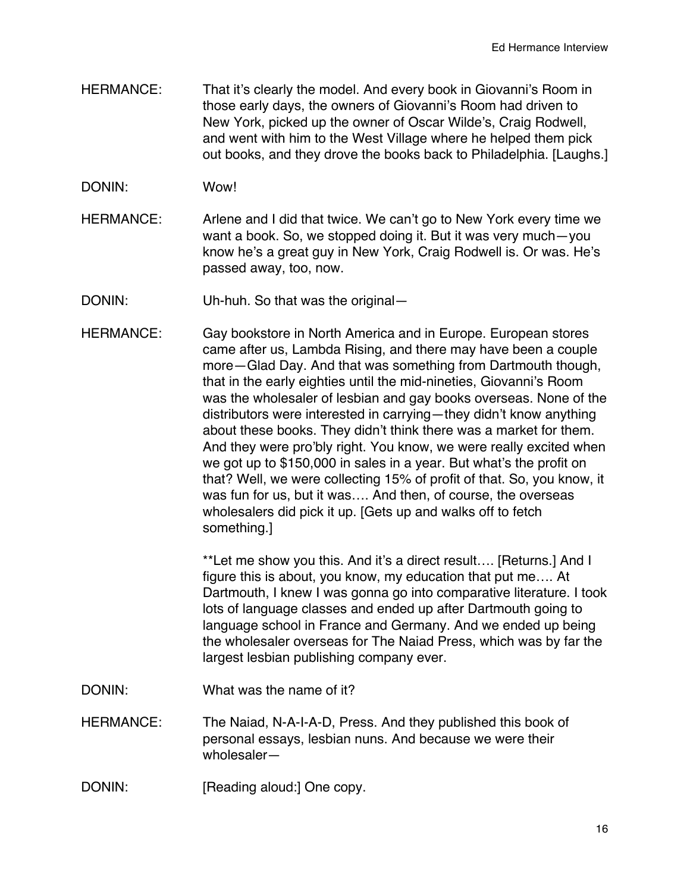HERMANCE: That it's clearly the model. And every book in Giovanni's Room in those early days, the owners of Giovanni's Room had driven to New York, picked up the owner of Oscar Wilde's, Craig Rodwell, and went with him to the West Village where he helped them pick out books, and they drove the books back to Philadelphia. [Laughs.]

DONIN: Wow!

HERMANCE: Arlene and I did that twice. We can't go to New York every time we want a book. So, we stopped doing it. But it was very much—you know he's a great guy in New York, Craig Rodwell is. Or was. He's passed away, too, now.

DONIN: Uh-huh. So that was the original—

HERMANCE: Gay bookstore in North America and in Europe. European stores came after us, Lambda Rising, and there may have been a couple more—Glad Day. And that was something from Dartmouth though, that in the early eighties until the mid-nineties, Giovanni's Room was the wholesaler of lesbian and gay books overseas. None of the distributors were interested in carrying—they didn't know anything about these books. They didn't think there was a market for them. And they were pro'bly right. You know, we were really excited when we got up to $150,000 in sales in a year. But what's the profit on that? Well, we were collecting 15% of profit of that. So, you know, it was fun for us, but it was…. And then, of course, the overseas wholesalers did pick it up. [Gets up and walks off to fetch something.]

**Let me show you this. And it's a direct result…. [Returns.] And I figure this is about, you know, my education that put me…. At Dartmouth, I knew I was gonna go into comparative literature. I took lots of language classes and ended up after Dartmouth going to language school in France and Germany. And we ended up being the wholesaler overseas for The Naiad Press, which was by far the largest lesbian publishing company ever.

DONIN: What was the name of it?

HERMANCE: The Naiad, N-A-I-A-D, Press. And they published this book of personal essays, lesbian nuns. And because we were their wholesaler—

DONIN: [Reading aloud:] One copy.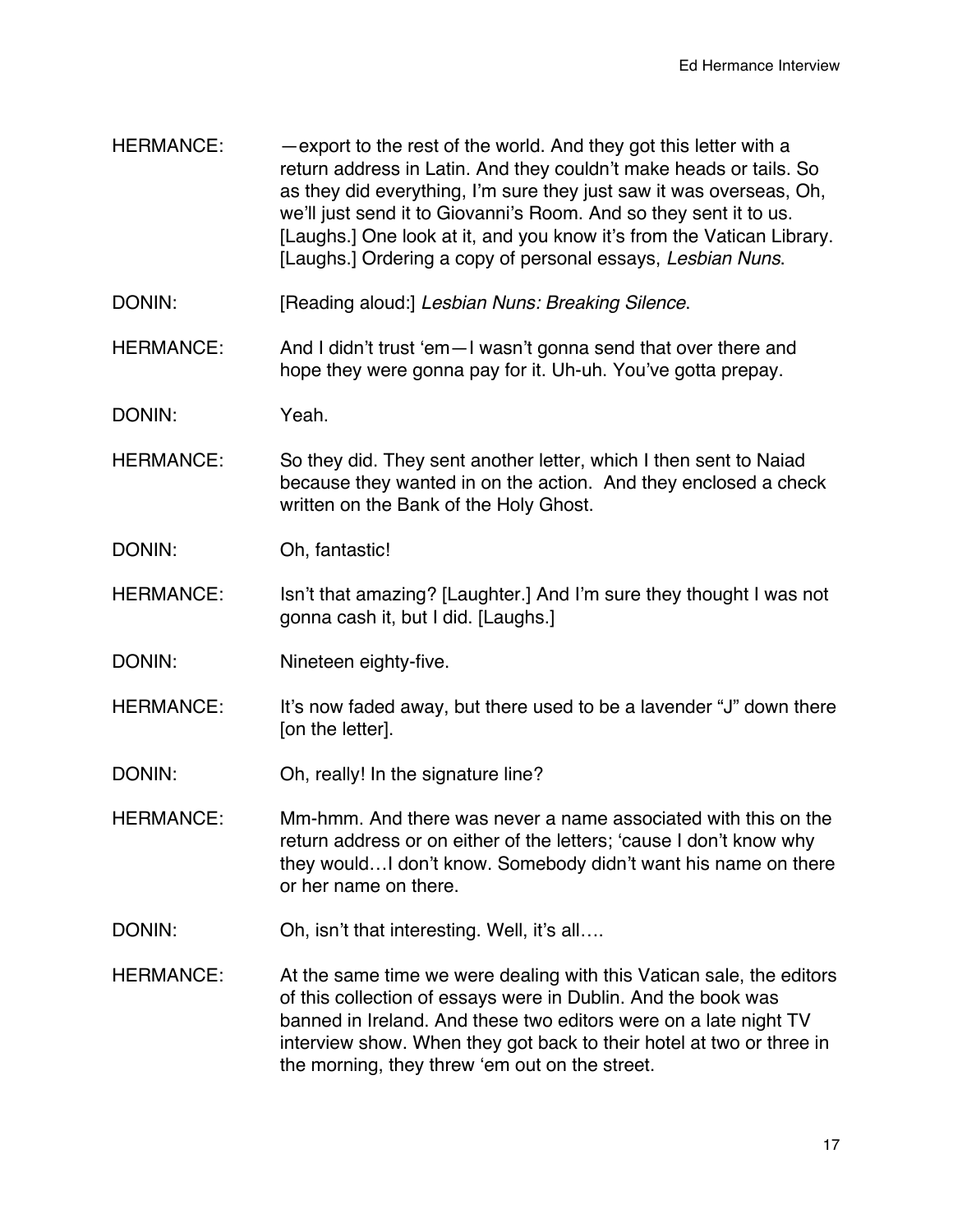HERMANCE: —export to the rest of the world. And they got this letter with a return address in Latin. And they couldn't make heads or tails. So as they did everything, I'm sure they just saw it was overseas, Oh, we'll just send it to Giovanni's Room. And so they sent it to us. [Laughs.] One look at it, and you know it's from the Vatican Library. [Laughs.] Ordering a copy of personal essays, *Lesbian Nuns*.

DONIN: [Reading aloud:] *Lesbian Nuns: Breaking Silence*.

HERMANCE: And I didn't trust 'em—I wasn't gonna send that over there and hope they were gonna pay for it. Uh-uh. You've gotta prepay.

DONIN: Yeah.

HERMANCE: So they did. They sent another letter, which I then sent to Naiad because they wanted in on the action. And they enclosed a check written on the Bank of the Holy Ghost.

DONIN: Oh, fantastic!

HERMANCE: Isn't that amazing? [Laughter.] And I'm sure they thought I was not gonna cash it, but I did. [Laughs.]

DONIN: Nineteen eighty-five.

HERMANCE: It's now faded away, but there used to be a lavender "J" down there [on the letter].

DONIN: Oh, really! In the signature line?

HERMANCE: Mm-hmm. And there was never a name associated with this on the return address or on either of the letters; 'cause I don't know why they would…I don't know. Somebody didn't want his name on there or her name on there.

DONIN: Oh, isn't that interesting. Well, it's all….

HERMANCE: At the same time we were dealing with this Vatican sale, the editors of this collection of essays were in Dublin. And the book was banned in Ireland. And these two editors were on a late night TV interview show. When they got back to their hotel at two or three in the morning, they threw 'em out on the street.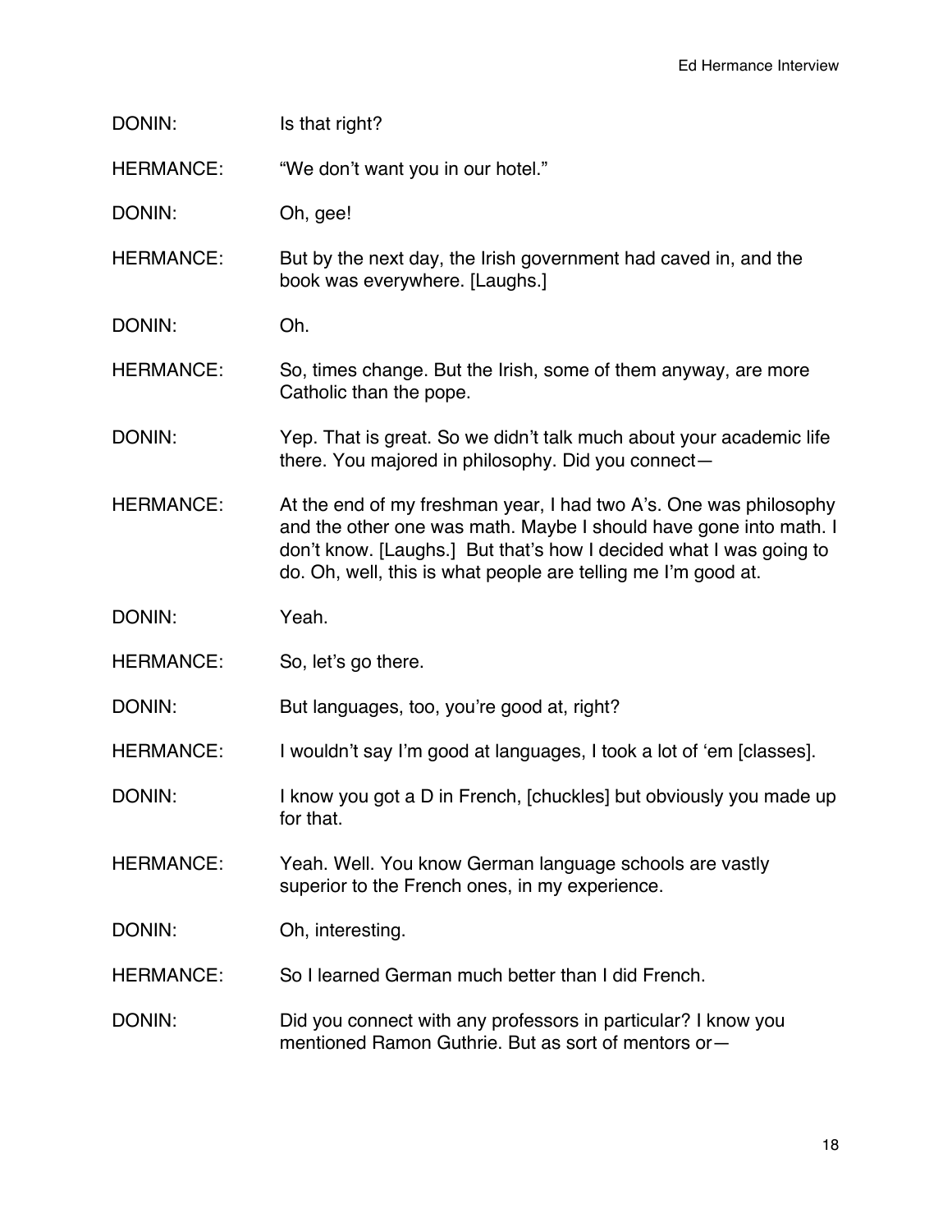DONIN: Is that right?

HERMANCE: "We don't want you in our hotel."

DONIN: Oh, gee!

HERMANCE: But by the next day, the Irish government had caved in, and the book was everywhere. [Laughs.]

DONIN: Oh.

HERMANCE: So, times change. But the Irish, some of them anyway, are more Catholic than the pope.

DONIN: Yep. That is great. So we didn't talk much about your academic life there. You majored in philosophy. Did you connect—

HERMANCE: At the end of my freshman year, I had two A's. One was philosophy and the other one was math. Maybe I should have gone into math. I don't know. [Laughs.] But that's how I decided what I was going to do. Oh, well, this is what people are telling me I'm good at.

DONIN: Yeah.

HERMANCE: So, let's go there.

DONIN: But languages, too, you're good at, right?

HERMANCE: I wouldn't say I'm good at languages, I took a lot of 'em [classes].

DONIN: I know you got a D in French, [chuckles] but obviously you made up for that.

HERMANCE: Yeah. Well. You know German language schools are vastly superior to the French ones, in my experience.

DONIN: Oh, interesting.

HERMANCE: So I learned German much better than I did French.

DONIN: Did you connect with any professors in particular? I know you mentioned Ramon Guthrie. But as sort of mentors or—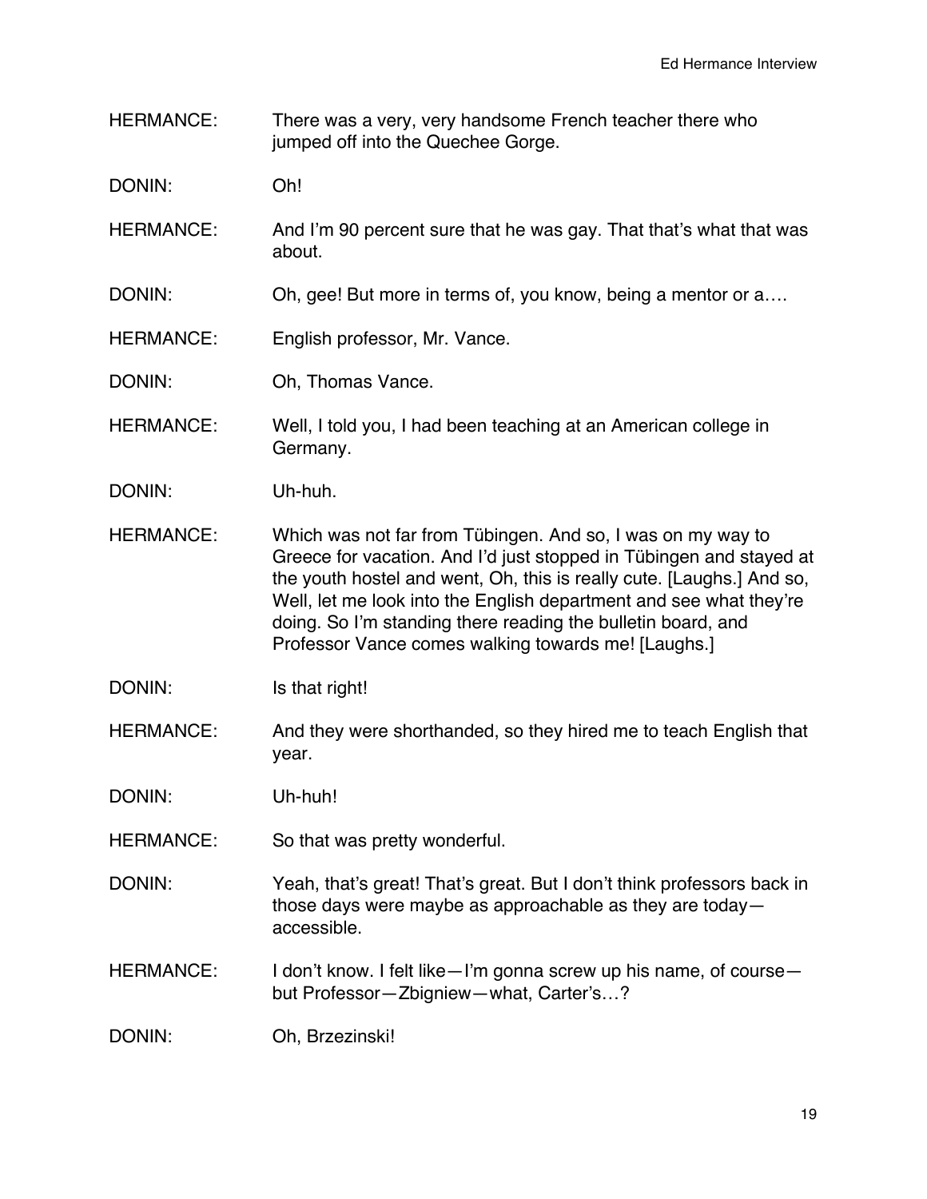HERMANCE: There was a very, very handsome French teacher there who jumped off into the Quechee Gorge.

DONIN: Oh!

HERMANCE: And I'm 90 percent sure that he was gay. That that's what that was about.

DONIN: Oh, gee! But more in terms of, you know, being a mentor or a….

HERMANCE: English professor, Mr. Vance.

DONIN: Oh, Thomas Vance.

HERMANCE: Well, I told you, I had been teaching at an American college in Germany.

DONIN: Uh-huh.

HERMANCE: Which was not far from Tübingen. And so, I was on my way to Greece for vacation. And I'd just stopped in Tübingen and stayed at the youth hostel and went, Oh, this is really cute. [Laughs.] And so, Well, let me look into the English department and see what they're doing. So I'm standing there reading the bulletin board, and Professor Vance comes walking towards me! [Laughs.]

DONIN: Is that right!

HERMANCE: And they were shorthanded, so they hired me to teach English that year.

DONIN: Uh-huh!

HERMANCE: So that was pretty wonderful.

DONIN: Yeah, that's great! That's great. But I don't think professors back in those days were maybe as approachable as they are today—accessible.

HERMANCE: I don't know. I felt like—I'm gonna screw up his name, of course—but Professor—Zbigniew—what, Carter's…?

DONIN: Oh, Brzezinski!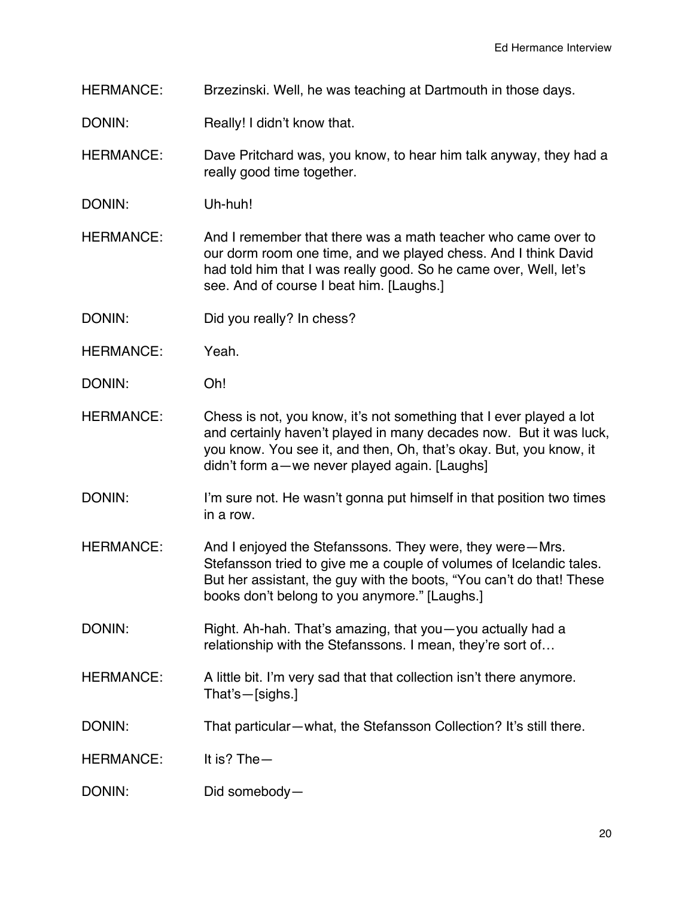HERMANCE: Brzezinski. Well, he was teaching at Dartmouth in those days.

DONIN: Really! I didn't know that.

HERMANCE: Dave Pritchard was, you know, to hear him talk anyway, they had a really good time together.

DONIN: Uh-huh!

HERMANCE: And I remember that there was a math teacher who came over to our dorm room one time, and we played chess. And I think David had told him that I was really good. So he came over, Well, let's see. And of course I beat him. [Laughs.]

DONIN: Did you really? In chess?

HERMANCE: Yeah.

DONIN: Oh!

HERMANCE: Chess is not, you know, it's not something that I ever played a lot and certainly haven't played in many decades now. But it was luck, you know. You see it, and then, Oh, that's okay. But, you know, it didn't form a—we never played again. [Laughs]

DONIN: I'm sure not. He wasn't gonna put himself in that position two times in a row.

HERMANCE: And I enjoyed the Stefanssons. They were, they were—Mrs. Stefansson tried to give me a couple of volumes of Icelandic tales. But her assistant, the guy with the boots, "You can't do that! These books don't belong to you anymore." [Laughs.]

DONIN: Right. Ah-hah. That's amazing, that you—you actually had a relationship with the Stefanssons. I mean, they're sort of…

HERMANCE: A little bit. I'm very sad that that collection isn't there anymore. That's—[sighs.]

DONIN: That particular—what, the Stefansson Collection? It's still there.

HERMANCE: It is? The—

DONIN: Did somebody—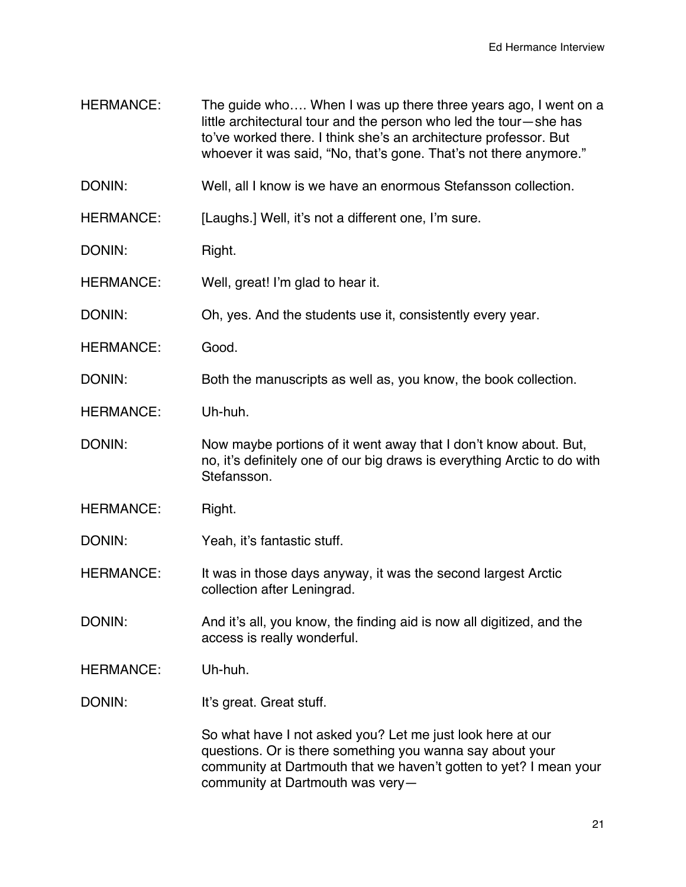HERMANCE: The guide who…. When I was up there three years ago, I went on a little architectural tour and the person who led the tour—she has to've worked there. I think she's an architecture professor. But whoever it was said, "No, that's gone. That's not there anymore."

DONIN: Well, all I know is we have an enormous Stefansson collection.

HERMANCE: [Laughs.] Well, it's not a different one, I'm sure.

DONIN: Right.

HERMANCE: Well, great! I'm glad to hear it.

DONIN: Oh, yes. And the students use it, consistently every year.

HERMANCE: Good.

DONIN: Both the manuscripts as well as, you know, the book collection.

HERMANCE: Uh-huh.

DONIN: Now maybe portions of it went away that I don't know about. But, no, it's definitely one of our big draws is everything Arctic to do with Stefansson.

HERMANCE: Right.

DONIN: Yeah, it's fantastic stuff.

HERMANCE: It was in those days anyway, it was the second largest Arctic collection after Leningrad.

DONIN: And it's all, you know, the finding aid is now all digitized, and the access is really wonderful.

HERMANCE: Uh-huh.

DONIN: It's great. Great stuff.

So what have I not asked you? Let me just look here at our questions. Or is there something you wanna say about your community at Dartmouth that we haven't gotten to yet? I mean your community at Dartmouth was very—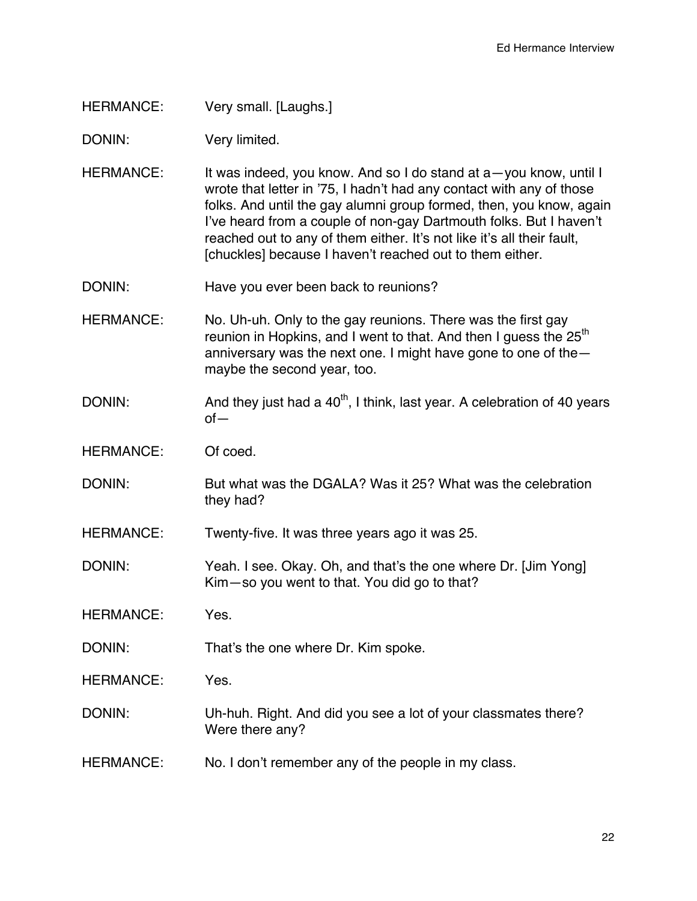HERMANCE: Very small. [Laughs.]

DONIN: Very limited.

HERMANCE: It was indeed, you know. And so I do stand at a—you know, until I wrote that letter in '75, I hadn't had any contact with any of those folks. And until the gay alumni group formed, then, you know, again I've heard from a couple of non-gay Dartmouth folks. But I haven't reached out to any of them either. It's not like it's all their fault, [chuckles] because I haven't reached out to them either.

DONIN: Have you ever been back to reunions?

HERMANCE: No. Uh-uh. Only to the gay reunions. There was the first gay reunion in Hopkins, and I went to that. And then I guess the 25th anniversary was the next one. I might have gone to one of the—maybe the second year, too.

DONIN: And they just had a 40th, I think, last year. A celebration of 40 years of—

HERMANCE: Of coed.

DONIN: But what was the DGALA? Was it 25? What was the celebration they had?

HERMANCE: Twenty-five. It was three years ago it was 25.

DONIN: Yeah. I see. Okay. Oh, and that's the one where Dr. [Jim Yong] Kim—so you went to that. You did go to that?

HERMANCE: Yes.

DONIN: That's the one where Dr. Kim spoke.

HERMANCE: Yes.

DONIN: Uh-huh. Right. And did you see a lot of your classmates there? Were there any?

HERMANCE: No. I don't remember any of the people in my class.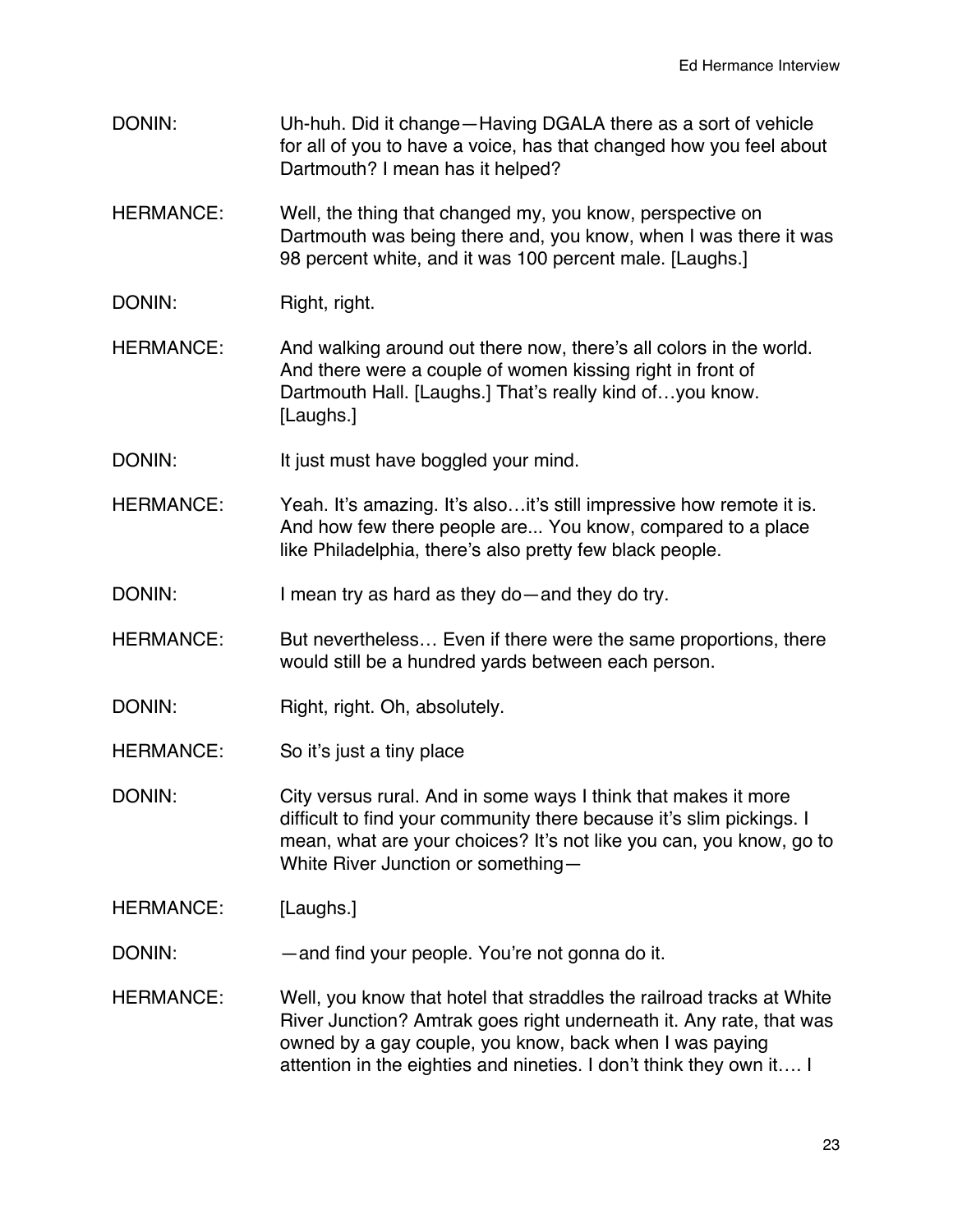DONIN: Uh-huh. Did it change—Having DGALA there as a sort of vehicle for all of you to have a voice, has that changed how you feel about Dartmouth? I mean has it helped?

HERMANCE: Well, the thing that changed my, you know, perspective on Dartmouth was being there and, you know, when I was there it was 98 percent white, and it was 100 percent male. [Laughs.]

DONIN: Right, right.

HERMANCE: And walking around out there now, there's all colors in the world. And there were a couple of women kissing right in front of Dartmouth Hall. [Laughs.] That's really kind of…you know. [Laughs.]

DONIN: It just must have boggled your mind.

HERMANCE: Yeah. It's amazing. It's also…it's still impressive how remote it is. And how few there people are... You know, compared to a place like Philadelphia, there's also pretty few black people.

DONIN: I mean try as hard as they do—and they do try.

HERMANCE: But nevertheless… Even if there were the same proportions, there would still be a hundred yards between each person.

DONIN: Right, right. Oh, absolutely.

HERMANCE: So it's just a tiny place

DONIN: City versus rural. And in some ways I think that makes it more difficult to find your community there because it's slim pickings. I mean, what are your choices? It's not like you can, you know, go to White River Junction or something—

HERMANCE: [Laughs.]

DONIN: —and find your people. You're not gonna do it.

HERMANCE: Well, you know that hotel that straddles the railroad tracks at White River Junction? Amtrak goes right underneath it. Any rate, that was owned by a gay couple, you know, back when I was paying attention in the eighties and nineties. I don't think they own it…. I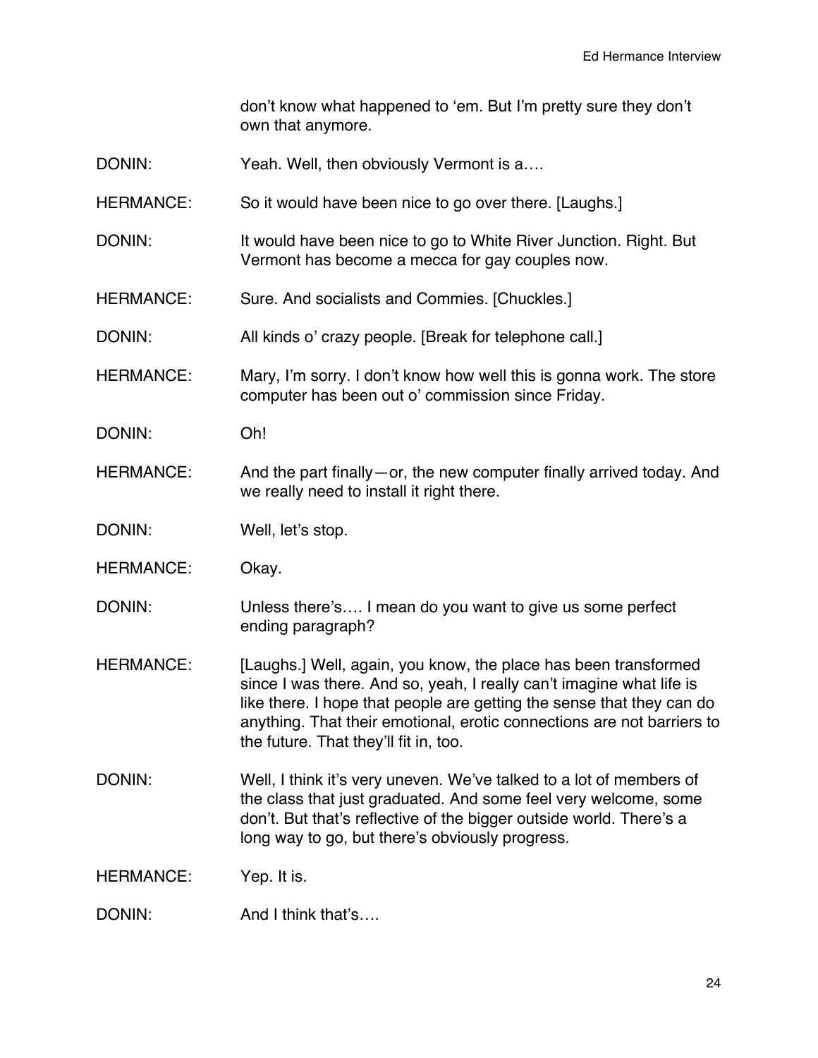don't know what happened to 'em. But I'm pretty sure they don't own that anymore.

DONIN: Yeah. Well, then obviously Vermont is a….

HERMANCE: So it would have been nice to go over there. [Laughs.]

DONIN: It would have been nice to go to White River Junction. Right. But Vermont has become a mecca for gay couples now.

HERMANCE: Sure. And socialists and Commies. [Chuckles.]

DONIN: All kinds o' crazy people. [Break for telephone call.]

HERMANCE: Mary, I'm sorry. I don't know how well this is gonna work. The store computer has been out o' commission since Friday.

DONIN: Oh!

HERMANCE: And the part finally—or, the new computer finally arrived today. And we really need to install it right there.

DONIN: Well, let's stop.

HERMANCE: Okay.

DONIN: Unless there's…. I mean do you want to give us some perfect ending paragraph?

HERMANCE: [Laughs.] Well, again, you know, the place has been transformed since I was there. And so, yeah, I really can't imagine what life is like there. I hope that people are getting the sense that they can do anything. That their emotional, erotic connections are not barriers to the future. That they'll fit in, too.

DONIN: Well, I think it's very uneven. We've talked to a lot of members of the class that just graduated. And some feel very welcome, some don't. But that's reflective of the bigger outside world. There's a long way to go, but there's obviously progress.

HERMANCE: Yep. It is.

DONIN: And I think that's….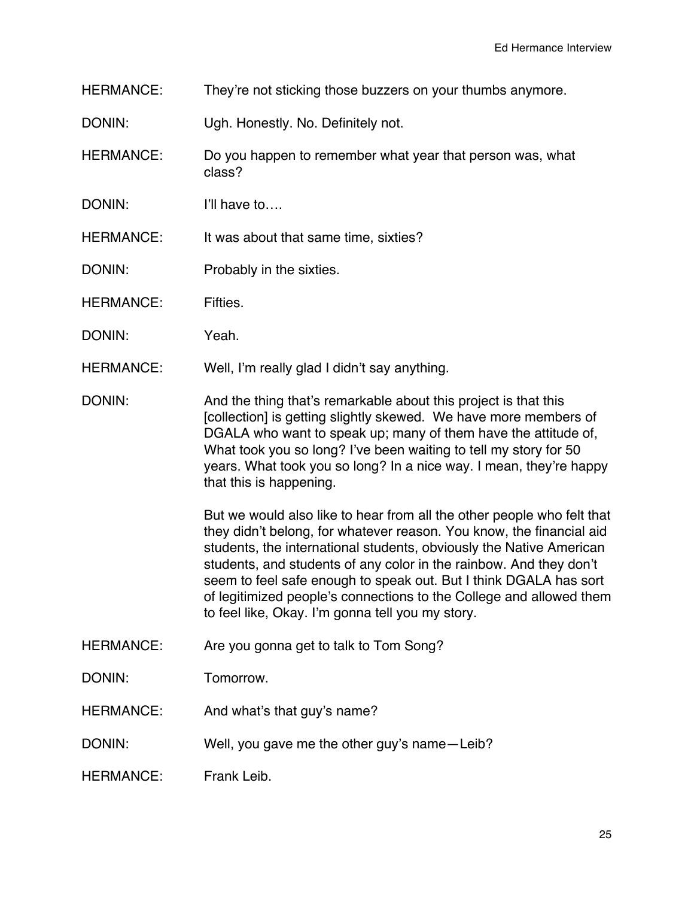HERMANCE: They're not sticking those buzzers on your thumbs anymore.

DONIN: Ugh. Honestly. No. Definitely not.

HERMANCE: Do you happen to remember what year that person was, what class?

DONIN: I'll have to….

HERMANCE: It was about that same time, sixties?

DONIN: Probably in the sixties.

HERMANCE: Fifties.

DONIN: Yeah.

HERMANCE: Well, I'm really glad I didn't say anything.

DONIN: And the thing that's remarkable about this project is that this [collection] is getting slightly skewed. We have more members of DGALA who want to speak up; many of them have the attitude of, What took you so long? I've been waiting to tell my story for 50 years. What took you so long? In a nice way. I mean, they're happy that this is happening.

But we would also like to hear from all the other people who felt that they didn't belong, for whatever reason. You know, the financial aid students, the international students, obviously the Native American students, and students of any color in the rainbow. And they don't seem to feel safe enough to speak out. But I think DGALA has sort of legitimized people's connections to the College and allowed them to feel like, Okay. I'm gonna tell you my story.

HERMANCE: Are you gonna get to talk to Tom Song?

DONIN: Tomorrow.

HERMANCE: And what's that guy's name?

DONIN: Well, you gave me the other guy's name—Leib?

HERMANCE: Frank Leib.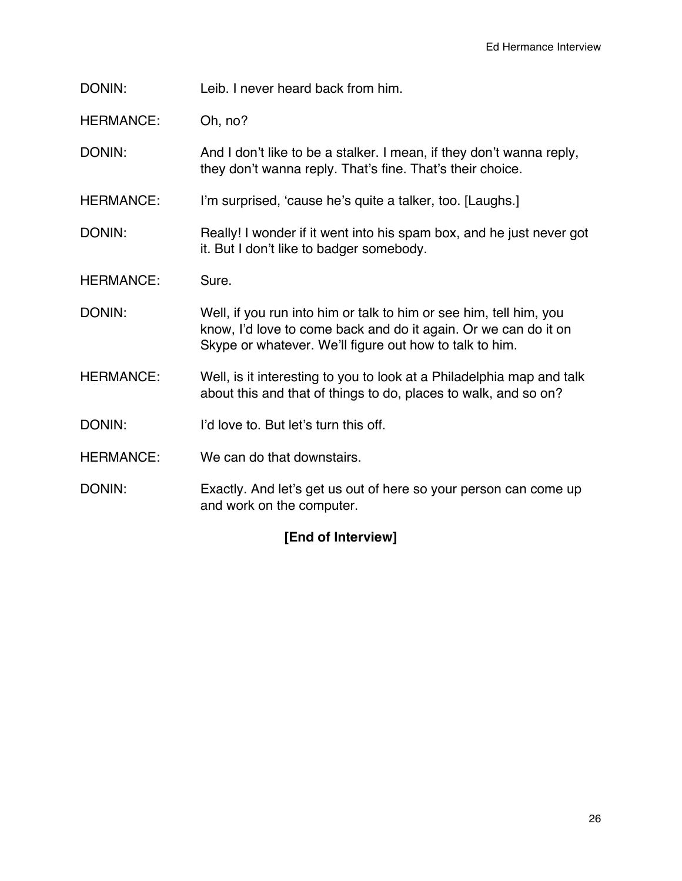DONIN: Leib. I never heard back from him.

HERMANCE: Oh, no?

DONIN: And I don't like to be a stalker. I mean, if they don't wanna reply, they don't wanna reply. That's fine. That's their choice.

HERMANCE: I'm surprised, 'cause he's quite a talker, too. [Laughs.]

DONIN: Really! I wonder if it went into his spam box, and he just never got it. But I don't like to badger somebody.

HERMANCE: Sure.

DONIN: Well, if you run into him or talk to him or see him, tell him, you know, I'd love to come back and do it again. Or we can do it on Skype or whatever. We'll figure out how to talk to him.

HERMANCE: Well, is it interesting to you to look at a Philadelphia map and talk about this and that of things to do, places to walk, and so on?

DONIN: I'd love to. But let's turn this off.

HERMANCE: We can do that downstairs.

DONIN: Exactly. And let's get us out of here so your person can come up and work on the computer.

**[End of Interview]**